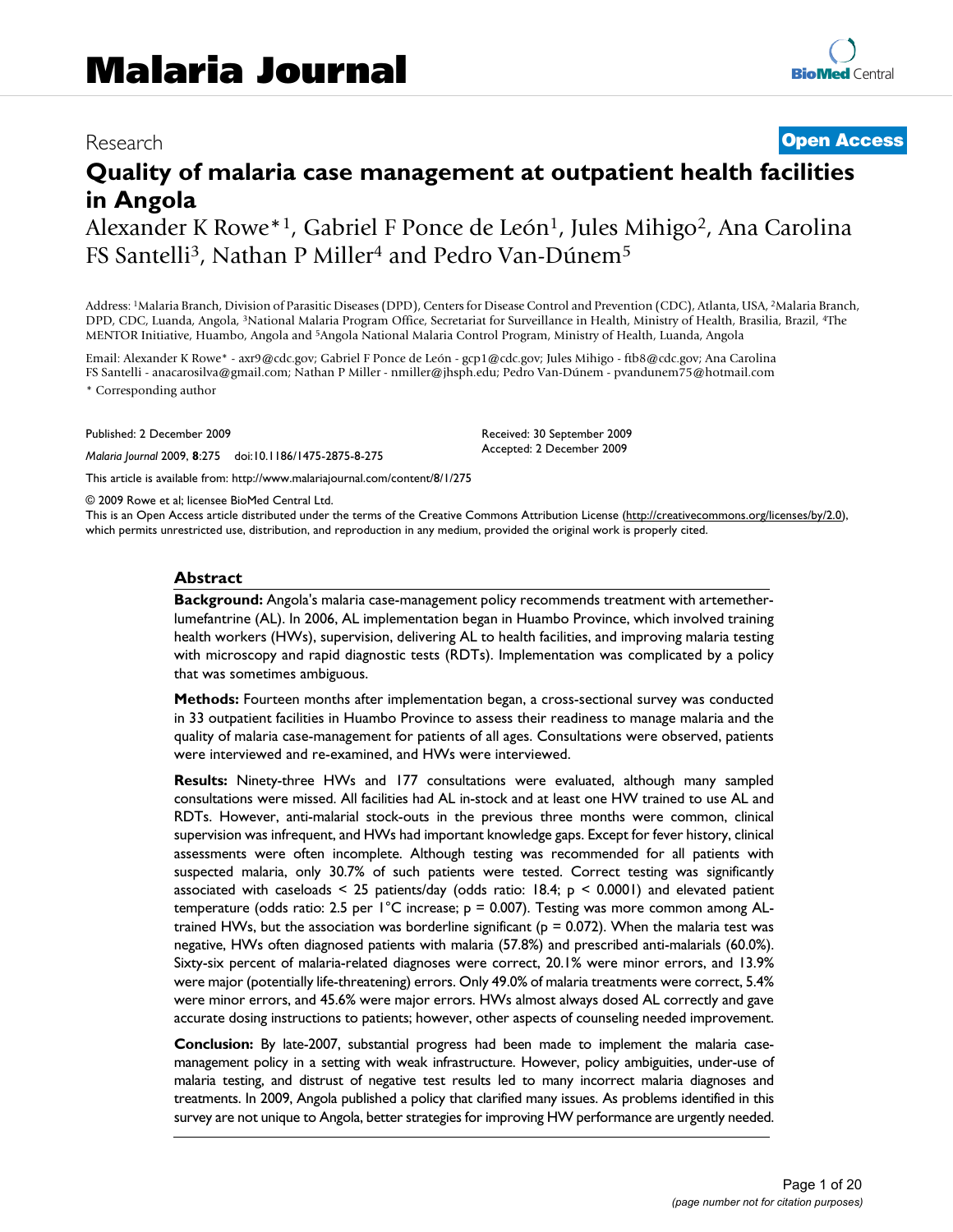Research

**Open Access**

# Quality of malaria case management at outpatient health facilities in Angola

Alexander K Rowe*[1], Gabriel F Ponce de León[1], Jules Mihigo[2], Ana Carolina FS Santelli[3], Nathan P Miller[4] and Pedro Van-Dúnem[5]

Address: [1]Malaria Branch, Division of Parasitic Diseases (DPD), Centers for Disease Control and Prevention (CDC), Atlanta, USA, [2]Malaria Branch, DPD, CDC, Luanda, Angola, [3]National Malaria Program Office, Secretariat for Surveillance in Health, Ministry of Health, Brasilia, Brazil, [4]The MENTOR Initiative, Huambo, Angola and [5]Angola National Malaria Control Program, Ministry of Health, Luanda, Angola

Email: Alexander K Rowe* - axr9@cdc.gov; Gabriel F Ponce de León - gcp1@cdc.gov; Jules Mihigo - ftb8@cdc.gov; Ana Carolina FS Santelli - anacarosilva@gmail.com; Nathan P Miller - nmiller@jhsph.edu; Pedro Van-Dúnem - pvandunem75@hotmail.com

\* Corresponding author

Published: 2 December 2009

*Malaria Journal* 2009, **8**:275 doi:10.1186/1475-2875-8-275

Received: 30 September 2009
Accepted: 2 December 2009

This article is available from: http://www.malariajournal.com/content/8/1/275

© 2009 Rowe et al; licensee BioMed Central Ltd.
This is an Open Access article distributed under the terms of the Creative Commons Attribution License (http://creativecommons.org/licenses/by/2.0), which permits unrestricted use, distribution, and reproduction in any medium, provided the original work is properly cited.

## Abstract

**Background:** Angola's malaria case-management policy recommends treatment with artemether-lumefantrine (AL). In 2006, AL implementation began in Huambo Province, which involved training health workers (HWs), supervision, delivering AL to health facilities, and improving malaria testing with microscopy and rapid diagnostic tests (RDTs). Implementation was complicated by a policy that was sometimes ambiguous.

**Methods:** Fourteen months after implementation began, a cross-sectional survey was conducted in 33 outpatient facilities in Huambo Province to assess their readiness to manage malaria and the quality of malaria case-management for patients of all ages. Consultations were observed, patients were interviewed and re-examined, and HWs were interviewed.

**Results:** Ninety-three HWs and 177 consultations were evaluated, although many sampled consultations were missed. All facilities had AL in-stock and at least one HW trained to use AL and RDTs. However, anti-malarial stock-outs in the previous three months were common, clinical supervision was infrequent, and HWs had important knowledge gaps. Except for fever history, clinical assessments were often incomplete. Although testing was recommended for all patients with suspected malaria, only 30.7% of such patients were tested. Correct testing was significantly associated with caseloads < 25 patients/day (odds ratio: 18.4; $p < 0.0001$) and elevated patient temperature (odds ratio: 2.5 per 1°C increase; $p = 0.007$). Testing was more common among AL-trained HWs, but the association was borderline significant ($p = 0.072$). When the malaria test was negative, HWs often diagnosed patients with malaria (57.8%) and prescribed anti-malarials (60.0%). Sixty-six percent of malaria-related diagnoses were correct, 20.1% were minor errors, and 13.9% were major (potentially life-threatening) errors. Only 49.0% of malaria treatments were correct, 5.4% were minor errors, and 45.6% were major errors. HWs almost always dosed AL correctly and gave accurate dosing instructions to patients; however, other aspects of counseling needed improvement.

**Conclusion:** By late-2007, substantial progress had been made to implement the malaria case-management policy in a setting with weak infrastructure. However, policy ambiguities, under-use of malaria testing, and distrust of negative test results led to many incorrect malaria diagnoses and treatments. In 2009, Angola published a policy that clarified many issues. As problems identified in this survey are not unique to Angola, better strategies for improving HW performance are urgently needed.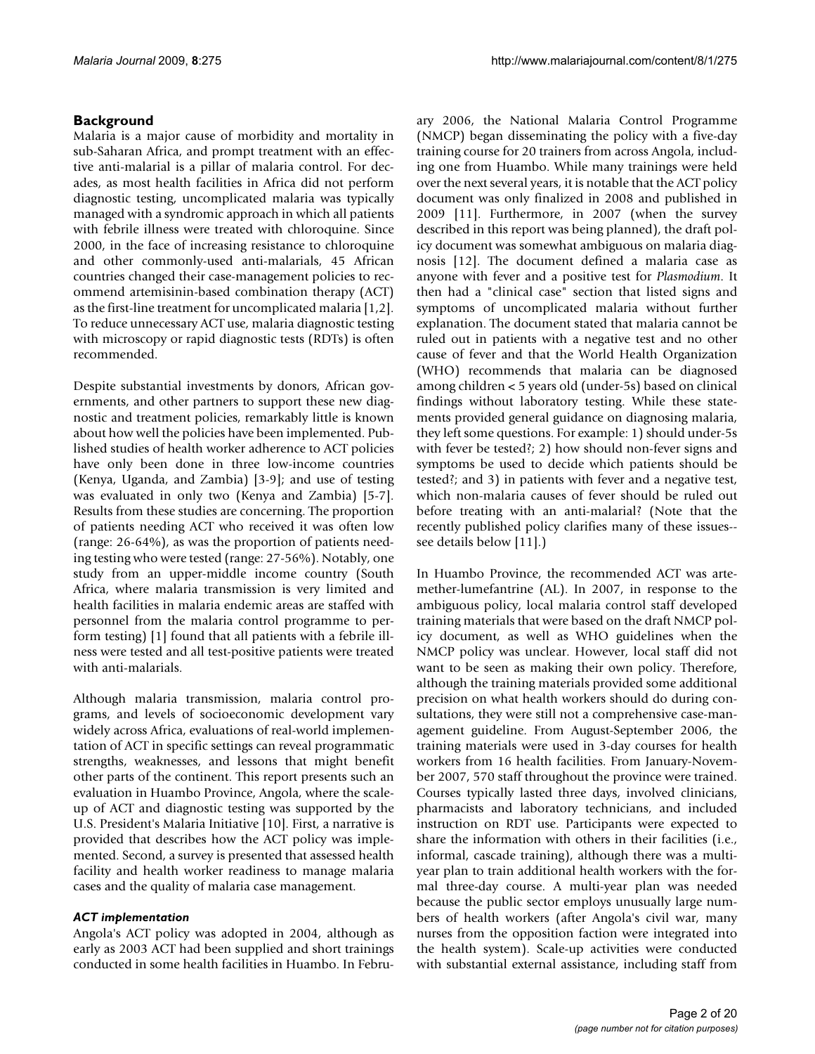## Background

Malaria is a major cause of morbidity and mortality in sub-Saharan Africa, and prompt treatment with an effective anti-malarial is a pillar of malaria control. For decades, as most health facilities in Africa did not perform diagnostic testing, uncomplicated malaria was typically managed with a syndromic approach in which all patients with febrile illness were treated with chloroquine. Since 2000, in the face of increasing resistance to chloroquine and other commonly-used anti-malarials, 45 African countries changed their case-management policies to recommend artemisinin-based combination therapy (ACT) as the first-line treatment for uncomplicated malaria [1,2]. To reduce unnecessary ACT use, malaria diagnostic testing with microscopy or rapid diagnostic tests (RDTs) is often recommended.

Despite substantial investments by donors, African governments, and other partners to support these new diagnostic and treatment policies, remarkably little is known about how well the policies have been implemented. Published studies of health worker adherence to ACT policies have only been done in three low-income countries (Kenya, Uganda, and Zambia) [3-9]; and use of testing was evaluated in only two (Kenya and Zambia) [5-7]. Results from these studies are concerning. The proportion of patients needing ACT who received it was often low (range: 26-64%), as was the proportion of patients needing testing who were tested (range: 27-56%). Notably, one study from an upper-middle income country (South Africa, where malaria transmission is very limited and health facilities in malaria endemic areas are staffed with personnel from the malaria control programme to perform testing) [1] found that all patients with a febrile illness were tested and all test-positive patients were treated with anti-malarials.

Although malaria transmission, malaria control programs, and levels of socioeconomic development vary widely across Africa, evaluations of real-world implementation of ACT in specific settings can reveal programmatic strengths, weaknesses, and lessons that might benefit other parts of the continent. This report presents such an evaluation in Huambo Province, Angola, where the scale-up of ACT and diagnostic testing was supported by the U.S. President's Malaria Initiative [10]. First, a narrative is provided that describes how the ACT policy was implemented. Second, a survey is presented that assessed health facility and health worker readiness to manage malaria cases and the quality of malaria case management.

### *ACT implementation*

Angola's ACT policy was adopted in 2004, although as early as 2003 ACT had been supplied and short trainings conducted in some health facilities in Huambo. In February 2006, the National Malaria Control Programme (NMCP) began disseminating the policy with a five-day training course for 20 trainers from across Angola, including one from Huambo. While many trainings were held over the next several years, it is notable that the ACT policy document was only finalized in 2008 and published in 2009 [11]. Furthermore, in 2007 (when the survey described in this report was being planned), the draft policy document was somewhat ambiguous on malaria diagnosis [12]. The document defined a malaria case as anyone with fever and a positive test for *Plasmodium*. It then had a "clinical case" section that listed signs and symptoms of uncomplicated malaria without further explanation. The document stated that malaria cannot be ruled out in patients with a negative test and no other cause of fever and that the World Health Organization (WHO) recommends that malaria can be diagnosed among children < 5 years old (under-5s) based on clinical findings without laboratory testing. While these statements provided general guidance on diagnosing malaria, they left some questions. For example: 1) should under-5s with fever be tested?; 2) how should non-fever signs and symptoms be used to decide which patients should be tested?; and 3) in patients with fever and a negative test, which non-malaria causes of fever should be ruled out before treating with an anti-malarial? (Note that the recently published policy clarifies many of these issues--see details below [11].)

In Huambo Province, the recommended ACT was artemether-lumefantrine (AL). In 2007, in response to the ambiguous policy, local malaria control staff developed training materials that were based on the draft NMCP policy document, as well as WHO guidelines when the NMCP policy was unclear. However, local staff did not want to be seen as making their own policy. Therefore, although the training materials provided some additional precision on what health workers should do during consultations, they were still not a comprehensive case-management guideline. From August-September 2006, the training materials were used in 3-day courses for health workers from 16 health facilities. From January-November 2007, 570 staff throughout the province were trained. Courses typically lasted three days, involved clinicians, pharmacists and laboratory technicians, and included instruction on RDT use. Participants were expected to share the information with others in their facilities (i.e., informal, cascade training), although there was a multi-year plan to train additional health workers with the formal three-day course. A multi-year plan was needed because the public sector employs unusually large numbers of health workers (after Angola's civil war, many nurses from the opposition faction were integrated into the health system). Scale-up activities were conducted with substantial external assistance, including staff from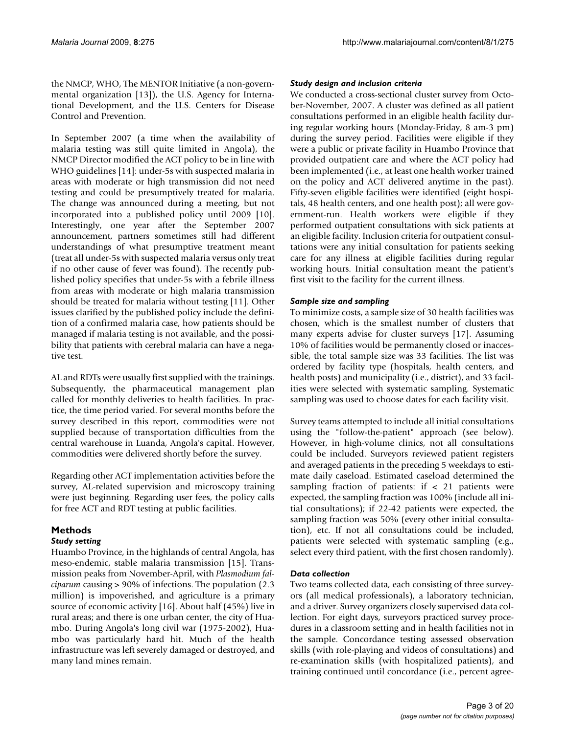the NMCP, WHO, The MENTOR Initiative (a non-governmental organization [13]), the U.S. Agency for International Development, and the U.S. Centers for Disease Control and Prevention.

In September 2007 (a time when the availability of malaria testing was still quite limited in Angola), the NMCP Director modified the ACT policy to be in line with WHO guidelines [14]: under-5s with suspected malaria in areas with moderate or high transmission did not need testing and could be presumptively treated for malaria. The change was announced during a meeting, but not incorporated into a published policy until 2009 [10]. Interestingly, one year after the September 2007 announcement, partners sometimes still had different understandings of what presumptive treatment meant (treat all under-5s with suspected malaria versus only treat if no other cause of fever was found). The recently published policy specifies that under-5s with a febrile illness from areas with moderate or high malaria transmission should be treated for malaria without testing [11]. Other issues clarified by the published policy include the definition of a confirmed malaria case, how patients should be managed if malaria testing is not available, and the possibility that patients with cerebral malaria can have a negative test.

AL and RDTs were usually first supplied with the trainings. Subsequently, the pharmaceutical management plan called for monthly deliveries to health facilities. In practice, the time period varied. For several months before the survey described in this report, commodities were not supplied because of transportation difficulties from the central warehouse in Luanda, Angola's capital. However, commodities were delivered shortly before the survey.

Regarding other ACT implementation activities before the survey, AL-related supervision and microscopy training were just beginning. Regarding user fees, the policy calls for free ACT and RDT testing at public facilities.

## Methods

### Study setting

Huambo Province, in the highlands of central Angola, has meso-endemic, stable malaria transmission [15]. Transmission peaks from November-April, with *Plasmodium falciparum* causing > 90% of infections. The population (2.3 million) is impoverished, and agriculture is a primary source of economic activity [16]. About half (45%) live in rural areas; and there is one urban center, the city of Huambo. During Angola's long civil war (1975-2002), Huambo was particularly hard hit. Much of the health infrastructure was left severely damaged or destroyed, and many land mines remain.

### Study design and inclusion criteria

We conducted a cross-sectional cluster survey from October-November, 2007. A cluster was defined as all patient consultations performed in an eligible health facility during regular working hours (Monday-Friday, 8 am-3 pm) during the survey period. Facilities were eligible if they were a public or private facility in Huambo Province that provided outpatient care and where the ACT policy had been implemented (i.e., at least one health worker trained on the policy and ACT delivered anytime in the past). Fifty-seven eligible facilities were identified (eight hospitals, 48 health centers, and one health post); all were government-run. Health workers were eligible if they performed outpatient consultations with sick patients at an eligible facility. Inclusion criteria for outpatient consultations were any initial consultation for patients seeking care for any illness at eligible facilities during regular working hours. Initial consultation meant the patient's first visit to the facility for the current illness.

### Sample size and sampling

To minimize costs, a sample size of 30 health facilities was chosen, which is the smallest number of clusters that many experts advise for cluster surveys [17]. Assuming 10% of facilities would be permanently closed or inaccessible, the total sample size was 33 facilities. The list was ordered by facility type (hospitals, health centers, and health posts) and municipality (i.e., district), and 33 facilities were selected with systematic sampling. Systematic sampling was used to choose dates for each facility visit.

Survey teams attempted to include all initial consultations using the "follow-the-patient" approach (see below). However, in high-volume clinics, not all consultations could be included. Surveyors reviewed patient registers and averaged patients in the preceding 5 weekdays to estimate daily caseload. Estimated caseload determined the sampling fraction of patients: if < 21 patients were expected, the sampling fraction was 100% (include all initial consultations); if 22-42 patients were expected, the sampling fraction was 50% (every other initial consultation), etc. If not all consultations could be included, patients were selected with systematic sampling (e.g., select every third patient, with the first chosen randomly).

### Data collection

Two teams collected data, each consisting of three surveyors (all medical professionals), a laboratory technician, and a driver. Survey organizers closely supervised data collection. For eight days, surveyors practiced survey procedures in a classroom setting and in health facilities not in the sample. Concordance testing assessed observation skills (with role-playing and videos of consultations) and re-examination skills (with hospitalized patients), and training continued until concordance (i.e., percent agree-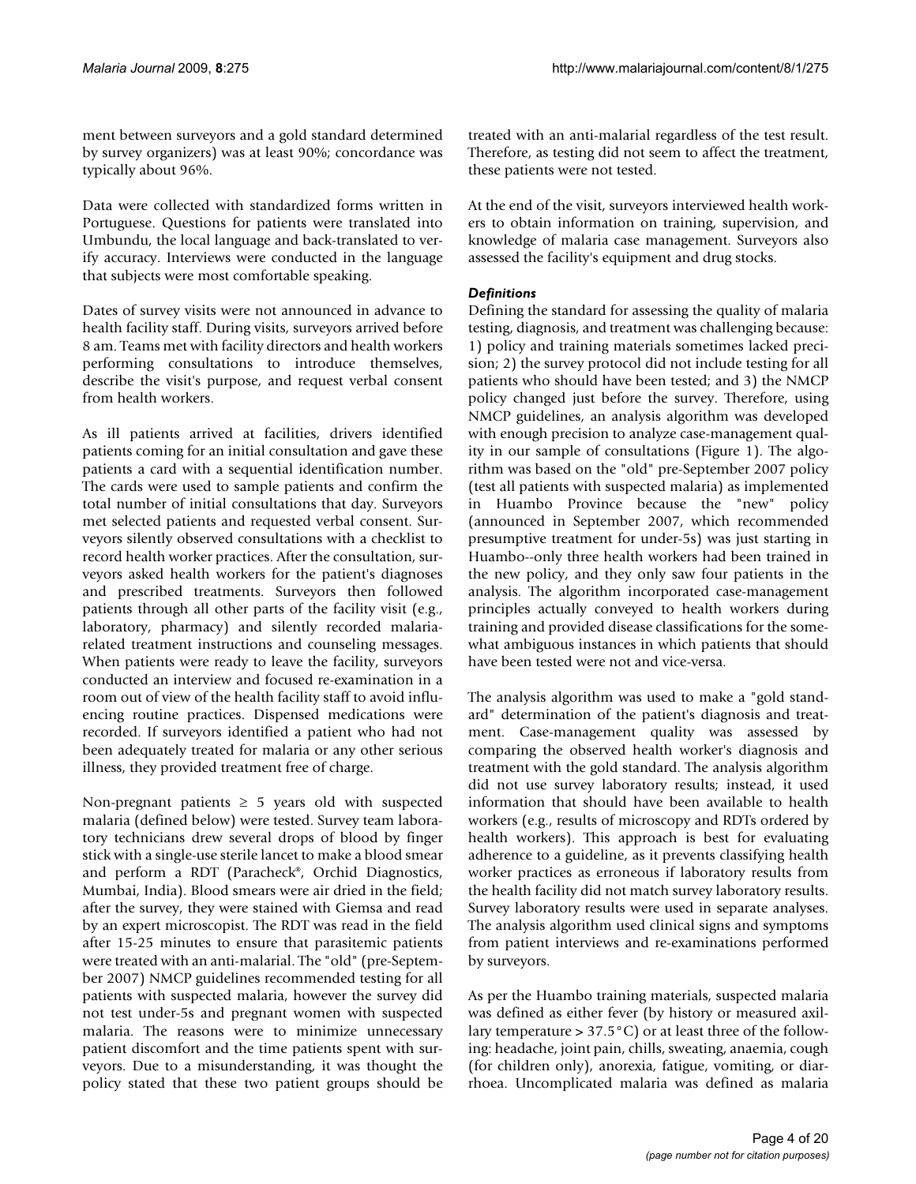ment between surveyors and a gold standard determined by survey organizers) was at least 90%; concordance was typically about 96%.

Data were collected with standardized forms written in Portuguese. Questions for patients were translated into Umbundu, the local language and back-translated to verify accuracy. Interviews were conducted in the language that subjects were most comfortable speaking.

Dates of survey visits were not announced in advance to health facility staff. During visits, surveyors arrived before 8 am. Teams met with facility directors and health workers performing consultations to introduce themselves, describe the visit's purpose, and request verbal consent from health workers.

As ill patients arrived at facilities, drivers identified patients coming for an initial consultation and gave these patients a card with a sequential identification number. The cards were used to sample patients and confirm the total number of initial consultations that day. Surveyors met selected patients and requested verbal consent. Surveyors silently observed consultations with a checklist to record health worker practices. After the consultation, surveyors asked health workers for the patient's diagnoses and prescribed treatments. Surveyors then followed patients through all other parts of the facility visit (e.g., laboratory, pharmacy) and silently recorded malaria-related treatment instructions and counseling messages. When patients were ready to leave the facility, surveyors conducted an interview and focused re-examination in a room out of view of the health facility staff to avoid influencing routine practices. Dispensed medications were recorded. If surveyors identified a patient who had not been adequately treated for malaria or any other serious illness, they provided treatment free of charge.

Non-pregnant patients ≥ 5 years old with suspected malaria (defined below) were tested. Survey team laboratory technicians drew several drops of blood by finger stick with a single-use sterile lancet to make a blood smear and perform a RDT (Paracheck®, Orchid Diagnostics, Mumbai, India). Blood smears were air dried in the field; after the survey, they were stained with Giemsa and read by an expert microscopist. The RDT was read in the field after 15-25 minutes to ensure that parasitemic patients were treated with an anti-malarial. The "old" (pre-September 2007) NMCP guidelines recommended testing for all patients with suspected malaria, however the survey did not test under-5s and pregnant women with suspected malaria. The reasons were to minimize unnecessary patient discomfort and the time patients spent with surveyors. Due to a misunderstanding, it was thought the policy stated that these two patient groups should be treated with an anti-malarial regardless of the test result. Therefore, as testing did not seem to affect the treatment, these patients were not tested.

At the end of the visit, surveyors interviewed health workers to obtain information on training, supervision, and knowledge of malaria case management. Surveyors also assessed the facility's equipment and drug stocks.

### *Definitions*

Defining the standard for assessing the quality of malaria testing, diagnosis, and treatment was challenging because: 1) policy and training materials sometimes lacked precision; 2) the survey protocol did not include testing for all patients who should have been tested; and 3) the NMCP policy changed just before the survey. Therefore, using NMCP guidelines, an analysis algorithm was developed with enough precision to analyze case-management quality in our sample of consultations (Figure 1). The algorithm was based on the "old" pre-September 2007 policy (test all patients with suspected malaria) as implemented in Huambo Province because the "new" policy (announced in September 2007, which recommended presumptive treatment for under-5s) was just starting in Huambo--only three health workers had been trained in the new policy, and they only saw four patients in the analysis. The algorithm incorporated case-management principles actually conveyed to health workers during training and provided disease classifications for the somewhat ambiguous instances in which patients that should have been tested were not and vice-versa.

The analysis algorithm was used to make a "gold standard" determination of the patient's diagnosis and treatment. Case-management quality was assessed by comparing the observed health worker's diagnosis and treatment with the gold standard. The analysis algorithm did not use survey laboratory results; instead, it used information that should have been available to health workers (e.g., results of microscopy and RDTs ordered by health workers). This approach is best for evaluating adherence to a guideline, as it prevents classifying health worker practices as erroneous if laboratory results from the health facility did not match survey laboratory results. Survey laboratory results were used in separate analyses. The analysis algorithm used clinical signs and symptoms from patient interviews and re-examinations performed by surveyors.

As per the Huambo training materials, suspected malaria was defined as either fever (by history or measured axillary temperature > 37.5°C) or at least three of the following: headache, joint pain, chills, sweating, anaemia, cough (for children only), anorexia, fatigue, vomiting, or diarrhoea. Uncomplicated malaria was defined as malaria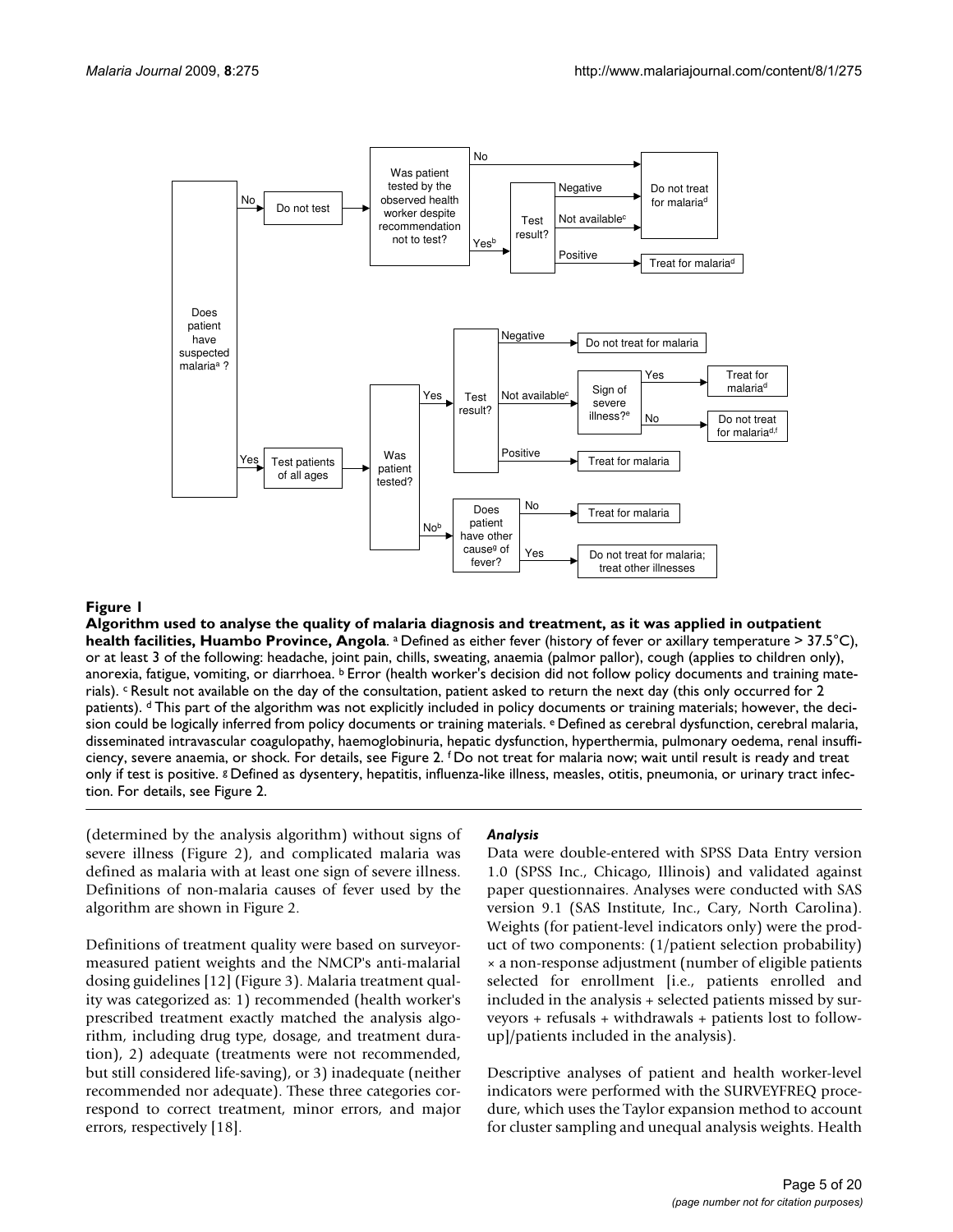**Figure 1**

**Algorithm used to analyse the quality of malaria diagnosis and treatment, as it was applied in outpatient health facilities, Huambo Province, Angola**. [a] Defined as either fever (history of fever or axillary temperature > 37.5°C), or at least 3 of the following: headache, joint pain, chills, sweating, anaemia (palmor pallor), cough (applies to children only), anorexia, fatigue, vomiting, or diarrhoea. [b] Error (health worker's decision did not follow policy documents and training materials). [c] Result not available on the day of the consultation, patient asked to return the next day (this only occurred for 2 patients). [d] This part of the algorithm was not explicitly included in policy documents or training materials; however, the decision could be logically inferred from policy documents or training materials. [e] Defined as cerebral dysfunction, cerebral malaria, disseminated intravascular coagulopathy, haemoglobinuria, hepatic dysfunction, hyperthermia, pulmonary oedema, renal insufficiency, severe anaemia, or shock. For details, see Figure 2. [f] Do not treat for malaria now; wait until result is ready and treat only if test is positive. [g] Defined as dysentery, hepatitis, influenza-like illness, measles, otitis, pneumonia, or urinary tract infection. For details, see Figure 2.

(determined by the analysis algorithm) without signs of severe illness (Figure 2), and complicated malaria was defined as malaria with at least one sign of severe illness. Definitions of non-malaria causes of fever used by the algorithm are shown in Figure 2.

Definitions of treatment quality were based on surveyor-measured patient weights and the NMCP's anti-malarial dosing guidelines [12] (Figure 3). Malaria treatment quality was categorized as: 1) recommended (health worker's prescribed treatment exactly matched the analysis algorithm, including drug type, dosage, and treatment duration), 2) adequate (treatments were not recommended, but still considered life-saving), or 3) inadequate (neither recommended nor adequate). These three categories correspond to correct treatment, minor errors, and major errors, respectively [18].

### *Analysis*

Data were double-entered with SPSS Data Entry version 1.0 (SPSS Inc., Chicago, Illinois) and validated against paper questionnaires. Analyses were conducted with SAS version 9.1 (SAS Institute, Inc., Cary, North Carolina). Weights (for patient-level indicators only) were the product of two components: (1/patient selection probability) × a non-response adjustment (number of eligible patients selected for enrollment [i.e., patients enrolled and included in the analysis + selected patients missed by surveyors + refusals + withdrawals + patients lost to follow-up]/patients included in the analysis).

Descriptive analyses of patient and health worker-level indicators were performed with the SURVEYFREQ procedure, which uses the Taylor expansion method to account for cluster sampling and unequal analysis weights. Health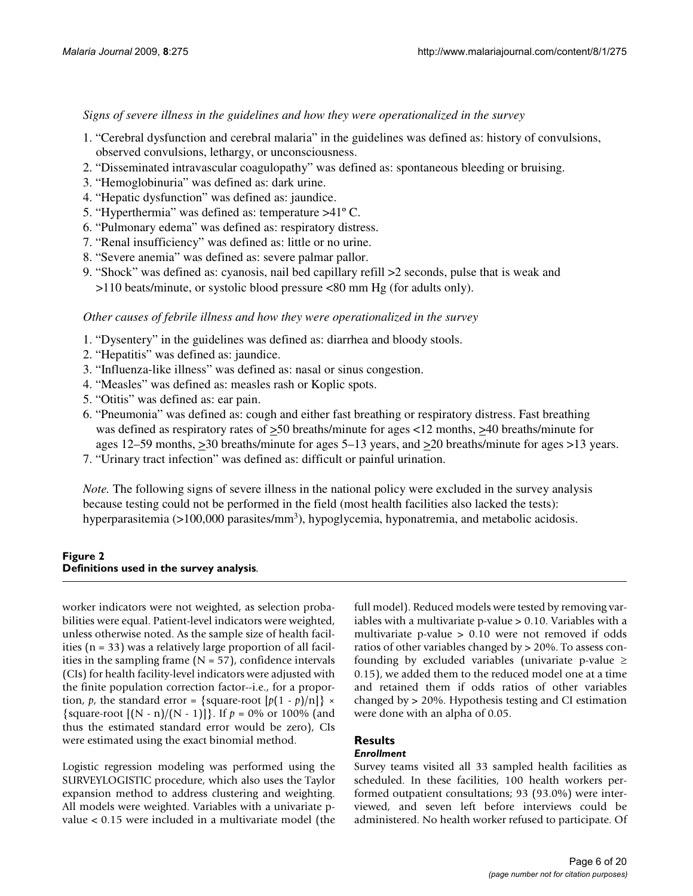*Signs of severe illness in the guidelines and how they were operationalized in the survey*

1. "Cerebral dysfunction and cerebral malaria" in the guidelines was defined as: history of convulsions, observed convulsions, lethargy, or unconsciousness.
2. "Disseminated intravascular coagulopathy" was defined as: spontaneous bleeding or bruising.
3. "Hemoglobinuria" was defined as: dark urine.
4. "Hepatic dysfunction" was defined as: jaundice.
5. "Hyperthermia" was defined as: temperature >41º C.
6. "Pulmonary edema" was defined as: respiratory distress.
7. "Renal insufficiency" was defined as: little or no urine.
8. "Severe anemia" was defined as: severe palmar pallor.
9. "Shock" was defined as: cyanosis, nail bed capillary refill >2 seconds, pulse that is weak and >110 beats/minute, or systolic blood pressure <80 mm Hg (for adults only).

*Other causes of febrile illness and how they were operationalized in the survey*

1. "Dysentery" in the guidelines was defined as: diarrhea and bloody stools.
2. "Hepatitis" was defined as: jaundice.
3. "Influenza-like illness" was defined as: nasal or sinus congestion.
4. "Measles" was defined as: measles rash or Koplic spots.
5. "Otitis" was defined as: ear pain.
6. "Pneumonia" was defined as: cough and either fast breathing or respiratory distress. Fast breathing was defined as respiratory rates of $\geq$50 breaths/minute for ages <12 months, $\geq$40 breaths/minute for ages 12–59 months, $\geq$30 breaths/minute for ages 5–13 years, and $\geq$20 breaths/minute for ages >13 years.
7. "Urinary tract infection" was defined as: difficult or painful urination.

*Note.* The following signs of severe illness in the national policy were excluded in the survey analysis because testing could not be performed in the field (most health facilities also lacked the tests): hyperparasitemia (>100,000 parasites/mm$^3$), hypoglycemia, hyponatremia, and metabolic acidosis.

**Figure 2**
**Definitions used in the survey analysis**.

worker indicators were not weighted, as selection probabilities were equal. Patient-level indicators were weighted, unless otherwise noted. As the sample size of health facilities (n = 33) was a relatively large proportion of all facilities in the sampling frame (N = 57), confidence intervals (CIs) for health facility-level indicators were adjusted with the finite population correction factor--i.e., for a proportion, $p$, the standard error = {square-root $[p(1 - p)/n]$} × {square-root $[(N - n)/(N - 1)]$}. If $p$ = 0% or 100% (and thus the estimated standard error would be zero), CIs were estimated using the exact binomial method.

Logistic regression modeling was performed using the SURVEYLOGISTIC procedure, which also uses the Taylor expansion method to address clustering and weighting. All models were weighted. Variables with a univariate p-value < 0.15 were included in a multivariate model (the full model). Reduced models were tested by removing variables with a multivariate p-value > 0.10. Variables with a multivariate p-value > 0.10 were not removed if odds ratios of other variables changed by > 20%. To assess confounding by excluded variables (univariate p-value ≥ 0.15), we added them to the reduced model one at a time and retained them if odds ratios of other variables changed by > 20%. Hypothesis testing and CI estimation were done with an alpha of 0.05.

## Results

### *Enrollment*

Survey teams visited all 33 sampled health facilities as scheduled. In these facilities, 100 health workers performed outpatient consultations; 93 (93.0%) were interviewed, and seven left before interviews could be administered. No health worker refused to participate. Of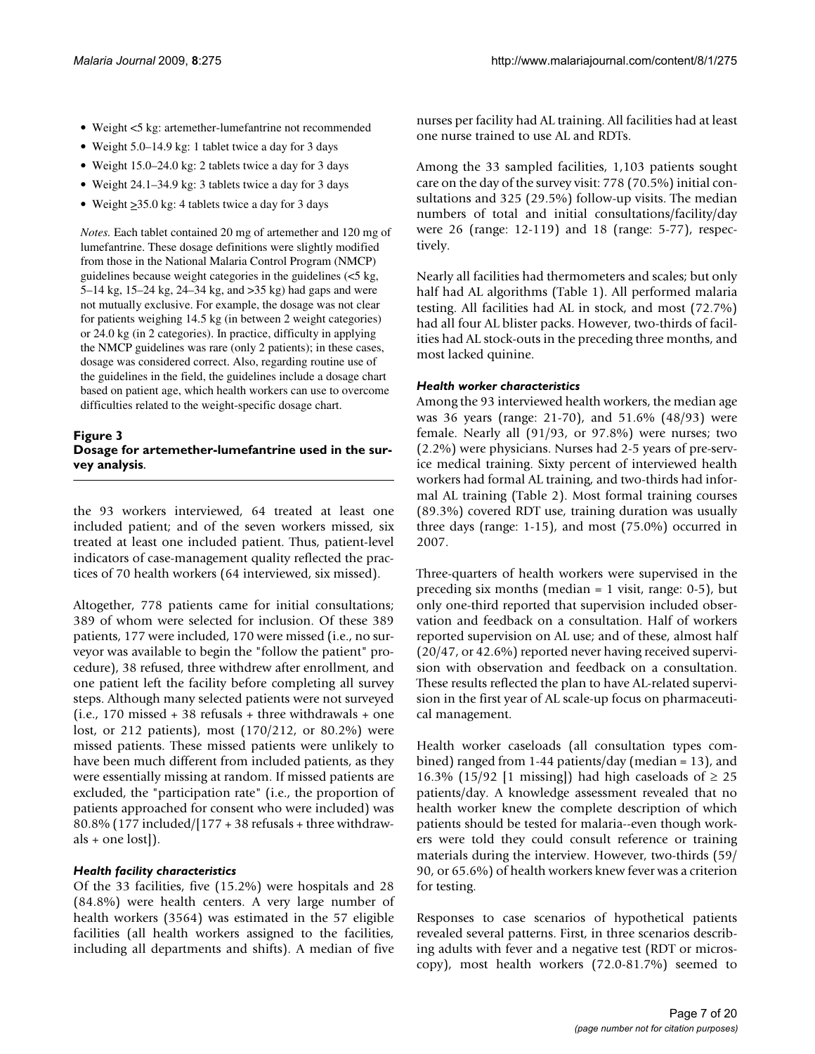- Weight <5 kg: artemether-lumefantrine not recommended
- Weight 5.0–14.9 kg: 1 tablet twice a day for 3 days
- Weight 15.0–24.0 kg: 2 tablets twice a day for 3 days
- Weight 24.1–34.9 kg: 3 tablets twice a day for 3 days
- Weight ≥35.0 kg: 4 tablets twice a day for 3 days

*Notes.* Each tablet contained 20 mg of artemether and 120 mg of lumefantrine. These dosage definitions were slightly modified from those in the National Malaria Control Program (NMCP) guidelines because weight categories in the guidelines (<5 kg, 5–14 kg, 15–24 kg, 24–34 kg, and >35 kg) had gaps and were not mutually exclusive. For example, the dosage was not clear for patients weighing 14.5 kg (in between 2 weight categories) or 24.0 kg (in 2 categories). In practice, difficulty in applying the NMCP guidelines was rare (only 2 patients); in these cases, dosage was considered correct. Also, regarding routine use of the guidelines in the field, the guidelines include a dosage chart based on patient age, which health workers can use to overcome difficulties related to the weight-specific dosage chart.

**Figure 3**
**Dosage for artemether-lumefantrine used in the survey analysis.**

the 93 workers interviewed, 64 treated at least one included patient; and of the seven workers missed, six treated at least one included patient. Thus, patient-level indicators of case-management quality reflected the practices of 70 health workers (64 interviewed, six missed).

Altogether, 778 patients came for initial consultations; 389 of whom were selected for inclusion. Of these 389 patients, 177 were included, 170 were missed (i.e., no surveyor was available to begin the "follow the patient" procedure), 38 refused, three withdrew after enrollment, and one patient left the facility before completing all survey steps. Although many selected patients were not surveyed (i.e., 170 missed + 38 refusals + three withdrawals + one lost, or 212 patients), most (170/212, or 80.2%) were missed patients. These missed patients were unlikely to have been much different from included patients, as they were essentially missing at random. If missed patients are excluded, the "participation rate" (i.e., the proportion of patients approached for consent who were included) was 80.8% (177 included/[177 + 38 refusals + three withdrawals + one lost]).

### *Health facility characteristics*

Of the 33 facilities, five (15.2%) were hospitals and 28 (84.8%) were health centers. A very large number of health workers (3564) was estimated in the 57 eligible facilities (all health workers assigned to the facilities, including all departments and shifts). A median of five nurses per facility had AL training. All facilities had at least one nurse trained to use AL and RDTs.

Among the 33 sampled facilities, 1,103 patients sought care on the day of the survey visit: 778 (70.5%) initial consultations and 325 (29.5%) follow-up visits. The median numbers of total and initial consultations/facility/day were 26 (range: 12-119) and 18 (range: 5-77), respectively.

Nearly all facilities had thermometers and scales; but only half had AL algorithms (Table 1). All performed malaria testing. All facilities had AL in stock, and most (72.7%) had all four AL blister packs. However, two-thirds of facilities had AL stock-outs in the preceding three months, and most lacked quinine.

### *Health worker characteristics*

Among the 93 interviewed health workers, the median age was 36 years (range: 21-70), and 51.6% (48/93) were female. Nearly all (91/93, or 97.8%) were nurses; two (2.2%) were physicians. Nurses had 2-5 years of pre-service medical training. Sixty percent of interviewed health workers had formal AL training, and two-thirds had informal AL training (Table 2). Most formal training courses (89.3%) covered RDT use, training duration was usually three days (range: 1-15), and most (75.0%) occurred in 2007.

Three-quarters of health workers were supervised in the preceding six months (median = 1 visit, range: 0-5), but only one-third reported that supervision included observation and feedback on a consultation. Half of workers reported supervision on AL use; and of these, almost half (20/47, or 42.6%) reported never having received supervision with observation and feedback on a consultation. These results reflected the plan to have AL-related supervision in the first year of AL scale-up focus on pharmaceutical management.

Health worker caseloads (all consultation types combined) ranged from 1-44 patients/day (median = 13), and 16.3% (15/92 [1 missing]) had high caseloads of ≥ 25 patients/day. A knowledge assessment revealed that no health worker knew the complete description of which patients should be tested for malaria--even though workers were told they could consult reference or training materials during the interview. However, two-thirds (59/90, or 65.6%) of health workers knew fever was a criterion for testing.

Responses to case scenarios of hypothetical patients revealed several patterns. First, in three scenarios describing adults with fever and a negative test (RDT or microscopy), most health workers (72.0-81.7%) seemed to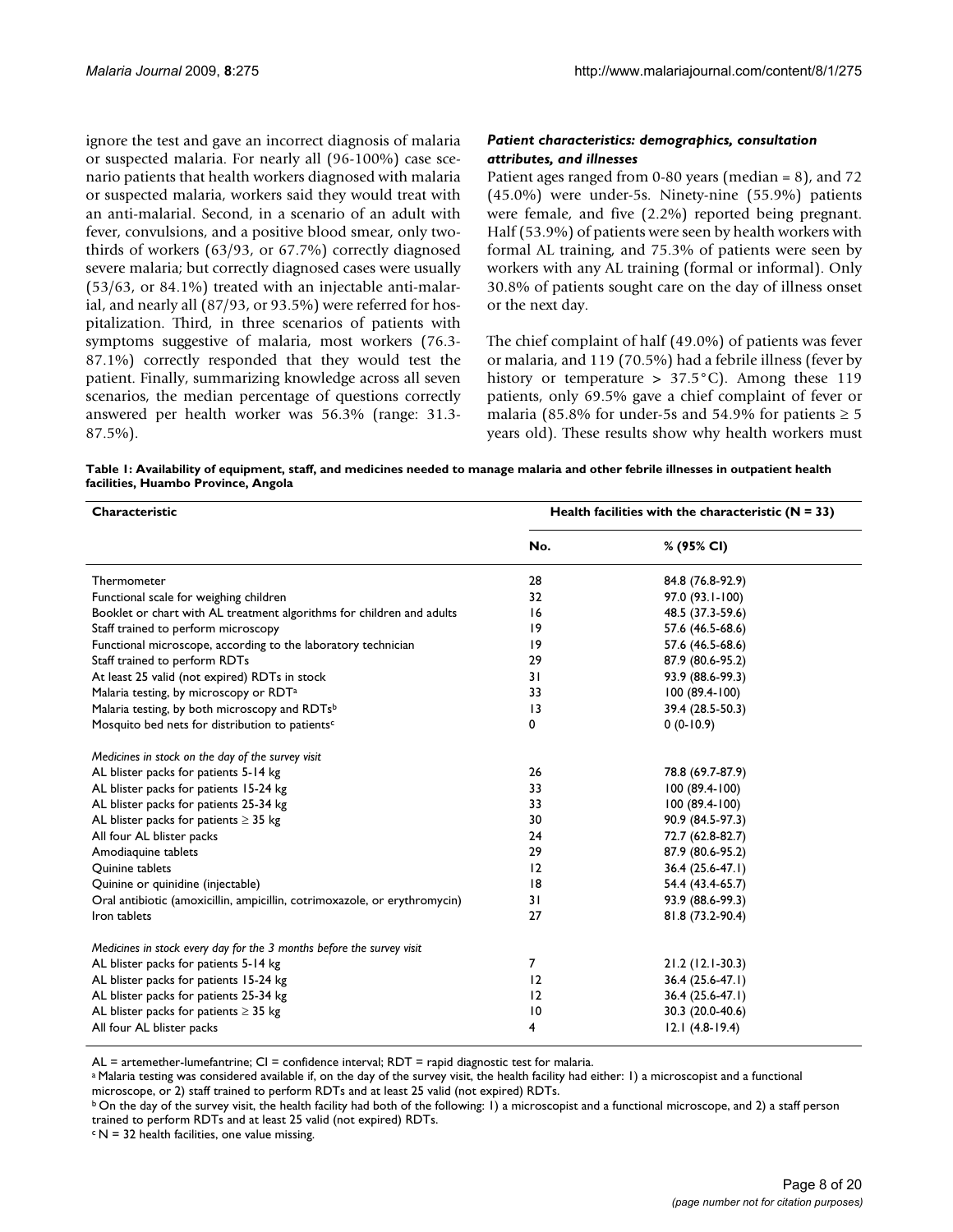ignore the test and gave an incorrect diagnosis of malaria or suspected malaria. For nearly all (96-100%) case scenario patients that health workers diagnosed with malaria or suspected malaria, workers said they would treat with an anti-malarial. Second, in a scenario of an adult with fever, convulsions, and a positive blood smear, only two-thirds of workers (63/93, or 67.7%) correctly diagnosed severe malaria; but correctly diagnosed cases were usually (53/63, or 84.1%) treated with an injectable anti-malarial, and nearly all (87/93, or 93.5%) were referred for hospitalization. Third, in three scenarios of patients with symptoms suggestive of malaria, most workers (76.3-87.1%) correctly responded that they would test the patient. Finally, summarizing knowledge across all seven scenarios, the median percentage of questions correctly answered per health worker was 56.3% (range: 31.3-87.5%).

### *Patient characteristics: demographics, consultation attributes, and illnesses*

Patient ages ranged from 0-80 years (median = 8), and 72 (45.0%) were under-5s. Ninety-nine (55.9%) patients were female, and five (2.2%) reported being pregnant. Half (53.9%) of patients were seen by health workers with formal AL training, and 75.3% of patients were seen by workers with any AL training (formal or informal). Only 30.8% of patients sought care on the day of illness onset or the next day.

The chief complaint of half (49.0%) of patients was fever or malaria, and 119 (70.5%) had a febrile illness (fever by history or temperature > 37.5°C). Among these 119 patients, only 69.5% gave a chief complaint of fever or malaria (85.8% for under-5s and 54.9% for patients ≥ 5 years old). These results show why health workers must

**Table 1: Availability of equipment, staff, and medicines needed to manage malaria and other febrile illnesses in outpatient health facilities, Huambo Province, Angola**

| Characteristic | Health facilities with the characteristic (N = 33) | |
|---|---|---|
| | No. | % (95% CI) |
| Thermometer | 28 | 84.8 (76.8-92.9) |
| Functional scale for weighing children | 32 | 97.0 (93.1-100) |
| Booklet or chart with AL treatment algorithms for children and adults | 16 | 48.5 (37.3-59.6) |
| Staff trained to perform microscopy | 19 | 57.6 (46.5-68.6) |
| Functional microscope, according to the laboratory technician | 19 | 57.6 (46.5-68.6) |
| Staff trained to perform RDTs | 29 | 87.9 (80.6-95.2) |
| At least 25 valid (not expired) RDTs in stock | 31 | 93.9 (88.6-99.3) |
| Malaria testing, by microscopy or RDT[a] | 33 | 100 (89.4-100) |
| Malaria testing, by both microscopy and RDTs[b] | 13 | 39.4 (28.5-50.3) |
| Mosquito bed nets for distribution to patients[c] | 0 | 0 (0-10.9) |
| *Medicines in stock on the day of the survey visit* | | |
| AL blister packs for patients 5-14 kg | 26 | 78.8 (69.7-87.9) |
| AL blister packs for patients 15-24 kg | 33 | 100 (89.4-100) |
| AL blister packs for patients 25-34 kg | 33 | 100 (89.4-100) |
| AL blister packs for patients ≥ 35 kg | 30 | 90.9 (84.5-97.3) |
| All four AL blister packs | 24 | 72.7 (62.8-82.7) |
| Amodiaquine tablets | 29 | 87.9 (80.6-95.2) |
| Quinine tablets | 12 | 36.4 (25.6-47.1) |
| Quinine or quinidine (injectable) | 18 | 54.4 (43.4-65.7) |
| Oral antibiotic (amoxicillin, ampicillin, cotrimoxazole, or erythromycin) | 31 | 93.9 (88.6-99.3) |
| Iron tablets | 27 | 81.8 (73.2-90.4) |
| *Medicines in stock every day for the 3 months before the survey visit* | | |
| AL blister packs for patients 5-14 kg | 7 | 21.2 (12.1-30.3) |
| AL blister packs for patients 15-24 kg | 12 | 36.4 (25.6-47.1) |
| AL blister packs for patients 25-34 kg | 12 | 36.4 (25.6-47.1) |
| AL blister packs for patients ≥ 35 kg | 10 | 30.3 (20.0-40.6) |
| All four AL blister packs | 4 | 12.1 (4.8-19.4) |

AL = artemether-lumefantrine; CI = confidence interval; RDT = rapid diagnostic test for malaria.

[a] Malaria testing was considered available if, on the day of the survey visit, the health facility had either: 1) a microscopist and a functional microscope, or 2) staff trained to perform RDTs and at least 25 valid (not expired) RDTs.

[b] On the day of the survey visit, the health facility had both of the following: 1) a microscopist and a functional microscope, and 2) a staff person trained to perform RDTs and at least 25 valid (not expired) RDTs.

[c] N = 32 health facilities, one value missing.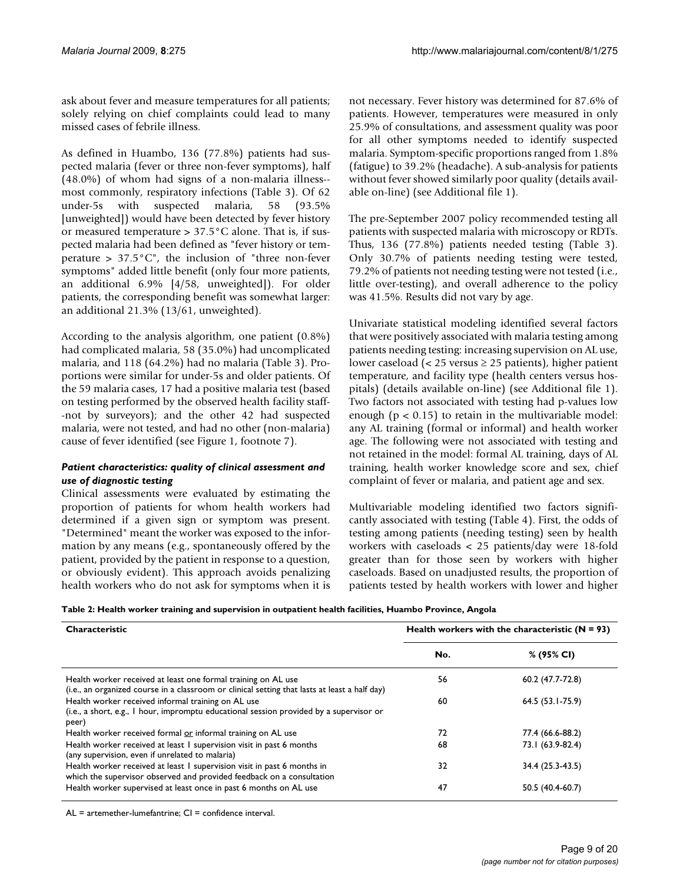ask about fever and measure temperatures for all patients; solely relying on chief complaints could lead to many missed cases of febrile illness.

As defined in Huambo, 136 (77.8%) patients had suspected malaria (fever or three non-fever symptoms), half (48.0%) of whom had signs of a non-malaria illness--most commonly, respiratory infections (Table 3). Of 62 under-5s with suspected malaria, 58 (93.5% [unweighted]) would have been detected by fever history or measured temperature > 37.5°C alone. That is, if suspected malaria had been defined as "fever history or temperature > 37.5°C", the inclusion of "three non-fever symptoms" added little benefit (only four more patients, an additional 6.9% [4/58, unweighted]). For older patients, the corresponding benefit was somewhat larger: an additional 21.3% (13/61, unweighted).

According to the analysis algorithm, one patient (0.8%) had complicated malaria, 58 (35.0%) had uncomplicated malaria, and 118 (64.2%) had no malaria (Table 3). Proportions were similar for under-5s and older patients. Of the 59 malaria cases, 17 had a positive malaria test (based on testing performed by the observed health facility staff--not by surveyors); and the other 42 had suspected malaria, were not tested, and had no other (non-malaria) cause of fever identified (see Figure 1, footnote 7).

### *Patient characteristics: quality of clinical assessment and use of diagnostic testing*

Clinical assessments were evaluated by estimating the proportion of patients for whom health workers had determined if a given sign or symptom was present. "Determined" meant the worker was exposed to the information by any means (e.g., spontaneously offered by the patient, provided by the patient in response to a question, or obviously evident). This approach avoids penalizing health workers who do not ask for symptoms when it is not necessary. Fever history was determined for 87.6% of patients. However, temperatures were measured in only 25.9% of consultations, and assessment quality was poor for all other symptoms needed to identify suspected malaria. Symptom-specific proportions ranged from 1.8% (fatigue) to 39.2% (headache). A sub-analysis for patients without fever showed similarly poor quality (details available on-line) (see Additional file 1).

The pre-September 2007 policy recommended testing all patients with suspected malaria with microscopy or RDTs. Thus, 136 (77.8%) patients needed testing (Table 3). Only 30.7% of patients needing testing were tested, 79.2% of patients not needing testing were not tested (i.e., little over-testing), and overall adherence to the policy was 41.5%. Results did not vary by age.

Univariate statistical modeling identified several factors that were positively associated with malaria testing among patients needing testing: increasing supervision on AL use, lower caseload (< 25 versus ≥ 25 patients), higher patient temperature, and facility type (health centers versus hospitals) (details available on-line) (see Additional file 1). Two factors not associated with testing had p-values low enough ($p < 0.15$) to retain in the multivariable model: any AL training (formal or informal) and health worker age. The following were not associated with testing and not retained in the model: formal AL training, days of AL training, health worker knowledge score and sex, chief complaint of fever or malaria, and patient age and sex.

Multivariable modeling identified two factors significantly associated with testing (Table 4). First, the odds of testing among patients (needing testing) seen by health workers with caseloads < 25 patients/day were 18-fold greater than for those seen by workers with higher caseloads. Based on unadjusted results, the proportion of patients tested by health workers with lower and higher

**Table 2: Health worker training and supervision in outpatient health facilities, Huambo Province, Angola**

| Characteristic | Health workers with the characteristic (N = 93) | |
|---|---|---|
| | No. | % (95% CI) |
| Health worker received at least one formal training on AL use (i.e., an organized course in a classroom or clinical setting that lasts at least a half day) | 56 | 60.2 (47.7-72.8) |
| Health worker received informal training on AL use (i.e., a short, e.g., 1 hour, impromptu educational session provided by a supervisor or peer) | 60 | 64.5 (53.1-75.9) |
| Health worker received formal <u>or</u> informal training on AL use | 72 | 77.4 (66.6-88.2) |
| Health worker received at least 1 supervision visit in past 6 months (any supervision, even if unrelated to malaria) | 68 | 73.1 (63.9-82.4) |
| Health worker received at least 1 supervision visit in past 6 months in which the supervisor observed and provided feedback on a consultation | 32 | 34.4 (25.3-43.5) |
| Health worker supervised at least once in past 6 months on AL use | 47 | 50.5 (40.4-60.7) |

AL = artemether-lumefantrine; CI = confidence interval.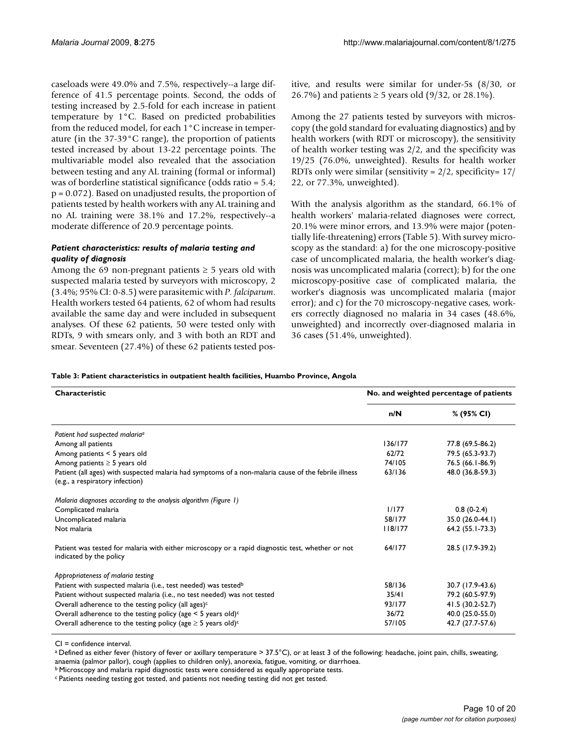caseloads were 49.0% and 7.5%, respectively--a large difference of 41.5 percentage points. Second, the odds of testing increased by 2.5-fold for each increase in patient temperature by 1°C. Based on predicted probabilities from the reduced model, for each 1°C increase in temperature (in the 37-39°C range), the proportion of patients tested increased by about 13-22 percentage points. The multivariable model also revealed that the association between testing and any AL training (formal or informal) was of borderline statistical significance (odds ratio = 5.4; p = 0.072). Based on unadjusted results, the proportion of patients tested by health workers with any AL training and no AL training were 38.1% and 17.2%, respectively--a moderate difference of 20.9 percentage points.

### *Patient characteristics: results of malaria testing and quality of diagnosis*

Among the 69 non-pregnant patients ≥ 5 years old with suspected malaria tested by surveyors with microscopy, 2 (3.4%; 95% CI: 0-8.5) were parasitemic with *P. falciparum*. Health workers tested 64 patients, 62 of whom had results available the same day and were included in subsequent analyses. Of these 62 patients, 50 were tested only with RDTs, 9 with smears only, and 3 with both an RDT and smear. Seventeen (27.4%) of these 62 patients tested positive, and results were similar for under-5s (8/30, or 26.7%) and patients ≥ 5 years old (9/32, or 28.1%).

Among the 27 patients tested by surveyors with microscopy (the gold standard for evaluating diagnostics) and by health workers (with RDT or microscopy), the sensitivity of health worker testing was 2/2, and the specificity was 19/25 (76.0%, unweighted). Results for health worker RDTs only were similar (sensitivity = 2/2, specificity= 17/22, or 77.3%, unweighted).

With the analysis algorithm as the standard, 66.1% of health workers' malaria-related diagnoses were correct, 20.1% were minor errors, and 13.9% were major (potentially life-threatening) errors (Table 5). With survey microscopy as the standard: a) for the one microscopy-positive case of uncomplicated malaria, the health worker's diagnosis was uncomplicated malaria (correct); b) for the one microscopy-positive case of complicated malaria, the worker's diagnosis was uncomplicated malaria (major error); and c) for the 70 microscopy-negative cases, workers correctly diagnosed no malaria in 34 cases (48.6%, unweighted) and incorrectly over-diagnosed malaria in 36 cases (51.4%, unweighted).

**Table 3: Patient characteristics in outpatient health facilities, Huambo Province, Angola**

| Characteristic | No. and weighted percentage of patients | |
|---|---|---|
| | n/N | % (95% CI) |
| *Patient had suspected malaria*[a] | | |
| Among all patients | 136/177 | 77.8 (69.5-86.2) |
| Among patients < 5 years old | 62/72 | 79.5 (65.3-93.7) |
| Among patients ≥ 5 years old | 74/105 | 76.5 (66.1-86.9) |
| Patient (all ages) with suspected malaria had symptoms of a non-malaria cause of the febrile illness (e.g., a respiratory infection) | 63/136 | 48.0 (36.8-59.3) |
| *Malaria diagnoses according to the analysis algorithm (Figure 1)* | | |
| Complicated malaria | 1/177 | 0.8 (0-2.4) |
| Uncomplicated malaria | 58/177 | 35.0 (26.0-44.1) |
| Not malaria | 118/177 | 64.2 (55.1-73.3) |
| Patient was tested for malaria with either microscopy or a rapid diagnostic test, whether or not indicated by the policy | 64/177 | 28.5 (17.9-39.2) |
| *Appropriateness of malaria testing* | | |
| Patient with suspected malaria (i.e., test needed) was tested[b] | 58/136 | 30.7 (17.9-43.6) |
| Patient without suspected malaria (i.e., no test needed) was not tested | 35/41 | 79.2 (60.5-97.9) |
| Overall adherence to the testing policy (all ages)[c] | 93/177 | 41.5 (30.2-52.7) |
| Overall adherence to the testing policy (age < 5 years old)[c] | 36/72 | 40.0 (25.0-55.0) |
| Overall adherence to the testing policy (age ≥ 5 years old)[c] | 57/105 | 42.7 (27.7-57.6) |

CI = confidence interval.

[a] Defined as either fever (history of fever or axillary temperature > 37.5°C), or at least 3 of the following: headache, joint pain, chills, sweating, anaemia (palmor pallor), cough (applies to children only), anorexia, fatigue, vomiting, or diarrhoea.

[b] Microscopy and malaria rapid diagnostic tests were considered as equally appropriate tests.

[c] Patients needing testing got tested, and patients not needing testing did not get tested.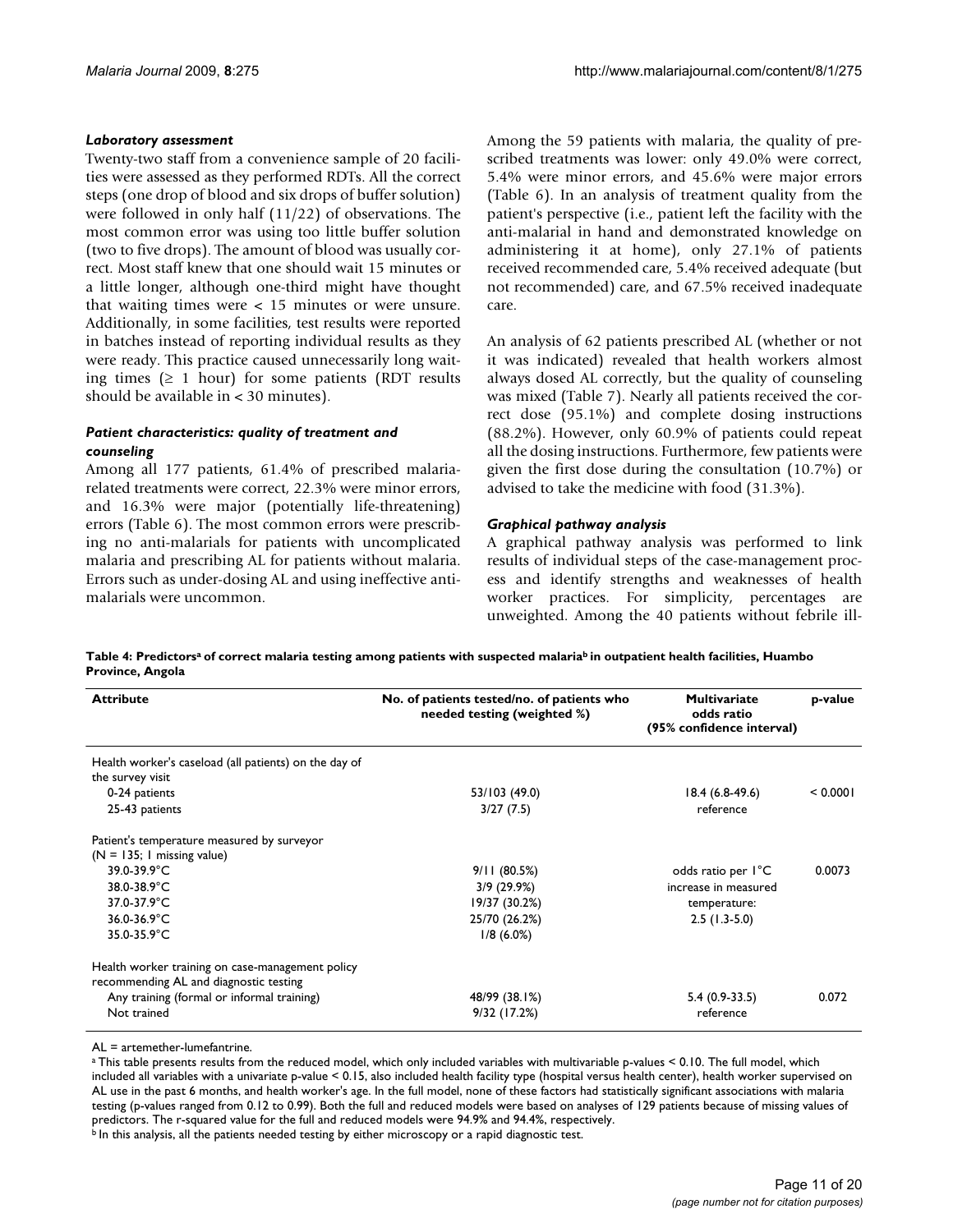### *Laboratory assessment*

Twenty-two staff from a convenience sample of 20 facilities were assessed as they performed RDTs. All the correct steps (one drop of blood and six drops of buffer solution) were followed in only half (11/22) of observations. The most common error was using too little buffer solution (two to five drops). The amount of blood was usually correct. Most staff knew that one should wait 15 minutes or a little longer, although one-third might have thought that waiting times were < 15 minutes or were unsure. Additionally, in some facilities, test results were reported in batches instead of reporting individual results as they were ready. This practice caused unnecessarily long waiting times (≥ 1 hour) for some patients (RDT results should be available in < 30 minutes).

### *Patient characteristics: quality of treatment and counseling*

Among all 177 patients, 61.4% of prescribed malaria-related treatments were correct, 22.3% were minor errors, and 16.3% were major (potentially life-threatening) errors (Table 6). The most common errors were prescribing no anti-malarials for patients with uncomplicated malaria and prescribing AL for patients without malaria. Errors such as under-dosing AL and using ineffective anti-malarials were uncommon.

Among the 59 patients with malaria, the quality of prescribed treatments was lower: only 49.0% were correct, 5.4% were minor errors, and 45.6% were major errors (Table 6). In an analysis of treatment quality from the patient's perspective (i.e., patient left the facility with the anti-malarial in hand and demonstrated knowledge on administering it at home), only 27.1% of patients received recommended care, 5.4% received adequate (but not recommended) care, and 67.5% received inadequate care.

An analysis of 62 patients prescribed AL (whether or not it was indicated) revealed that health workers almost always dosed AL correctly, but the quality of counseling was mixed (Table 7). Nearly all patients received the correct dose (95.1%) and complete dosing instructions (88.2%). However, only 60.9% of patients could repeat all the dosing instructions. Furthermore, few patients were given the first dose during the consultation (10.7%) or advised to take the medicine with food (31.3%).

### *Graphical pathway analysis*

A graphical pathway analysis was performed to link results of individual steps of the case-management process and identify strengths and weaknesses of health worker practices. For simplicity, percentages are unweighted. Among the 40 patients without febrile ill-

**Table 4: Predictors[a] of correct malaria testing among patients with suspected malaria[b] in outpatient health facilities, Huambo Province, Angola**

| Attribute | No. of patients tested/no. of patients who needed testing (weighted %) | Multivariate odds ratio (95% confidence interval) | p-value |
|---|---|---|---|
| Health worker's caseload (all patients) on the day of the survey visit | | | |
| 0-24 patients | 53/103 (49.0) | 18.4 (6.8-49.6) | < 0.0001 |
| 25-43 patients | 3/27 (7.5) | reference | |
| Patient's temperature measured by surveyor (N = 135; 1 missing value) | | | |
| 39.0-39.9°C | 9/11 (80.5%) | odds ratio per 1°C | 0.0073 |
| 38.0-38.9°C | 3/9 (29.9%) | increase in measured | |
| 37.0-37.9°C | 19/37 (30.2%) | temperature: | |
| 36.0-36.9°C | 25/70 (26.2%) | 2.5 (1.3-5.0) | |
| 35.0-35.9°C | 1/8 (6.0%) | | |
| Health worker training on case-management policy recommending AL and diagnostic testing | | | |
| Any training (formal or informal training) | 48/99 (38.1%) | 5.4 (0.9-33.5) | 0.072 |
| Not trained | 9/32 (17.2%) | reference | |

AL = artemether-lumefantrine.

[a] This table presents results from the reduced model, which only included variables with multivariable p-values < 0.10. The full model, which included all variables with a univariate p-value < 0.15, also included health facility type (hospital versus health center), health worker supervised on AL use in the past 6 months, and health worker's age. In the full model, none of these factors had statistically significant associations with malaria testing (p-values ranged from 0.12 to 0.99). Both the full and reduced models were based on analyses of 129 patients because of missing values of predictors. The r-squared value for the full and reduced models were 94.9% and 94.4%, respectively.

[b] In this analysis, all the patients needed testing by either microscopy or a rapid diagnostic test.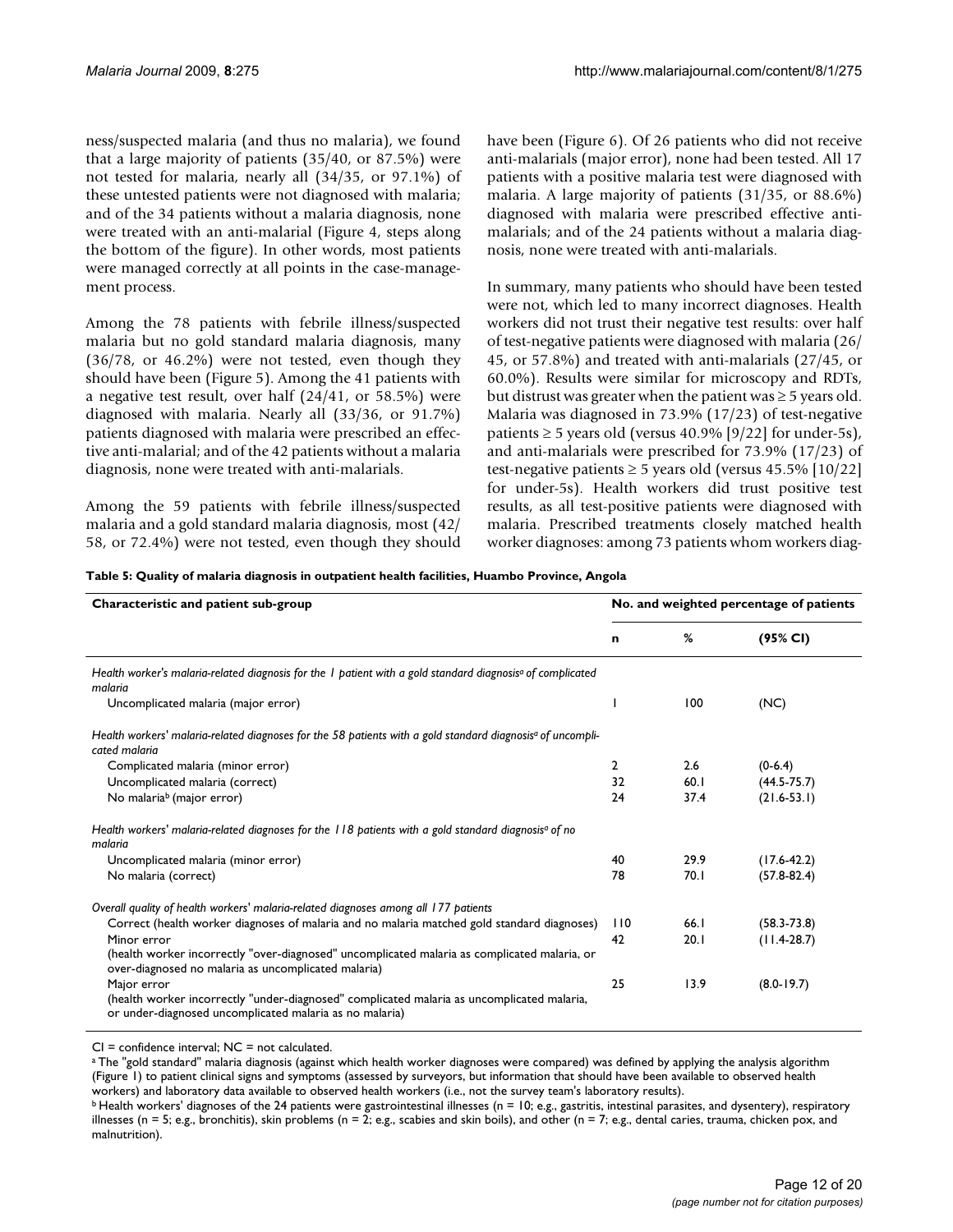ness/suspected malaria (and thus no malaria), we found that a large majority of patients (35/40, or 87.5%) were not tested for malaria, nearly all (34/35, or 97.1%) of these untested patients were not diagnosed with malaria; and of the 34 patients without a malaria diagnosis, none were treated with an anti-malarial (Figure 4, steps along the bottom of the figure). In other words, most patients were managed correctly at all points in the case-management process.

Among the 78 patients with febrile illness/suspected malaria but no gold standard malaria diagnosis, many (36/78, or 46.2%) were not tested, even though they should have been (Figure 5). Among the 41 patients with a negative test result, over half (24/41, or 58.5%) were diagnosed with malaria. Nearly all (33/36, or 91.7%) patients diagnosed with malaria were prescribed an effective anti-malarial; and of the 42 patients without a malaria diagnosis, none were treated with anti-malarials.

Among the 59 patients with febrile illness/suspected malaria and a gold standard malaria diagnosis, most (42/58, or 72.4%) were not tested, even though they should have been (Figure 6). Of 26 patients who did not receive anti-malarials (major error), none had been tested. All 17 patients with a positive malaria test were diagnosed with malaria. A large majority of patients (31/35, or 88.6%) diagnosed with malaria were prescribed effective anti-malarials; and of the 24 patients without a malaria diagnosis, none were treated with anti-malarials.

In summary, many patients who should have been tested were not, which led to many incorrect diagnoses. Health workers did not trust their negative test results: over half of test-negative patients were diagnosed with malaria (26/45, or 57.8%) and treated with anti-malarials (27/45, or 60.0%). Results were similar for microscopy and RDTs, but distrust was greater when the patient was ≥ 5 years old. Malaria was diagnosed in 73.9% (17/23) of test-negative patients ≥ 5 years old (versus 40.9% [9/22] for under-5s), and anti-malarials were prescribed for 73.9% (17/23) of test-negative patients ≥ 5 years old (versus 45.5% [10/22] for under-5s). Health workers did trust positive test results, as all test-positive patients were diagnosed with malaria. Prescribed treatments closely matched health worker diagnoses: among 73 patients whom workers diag-

**Table 5: Quality of malaria diagnosis in outpatient health facilities, Huambo Province, Angola**

| Characteristic and patient sub-group | No. and weighted percentage of patients | | |
|---|---|---|---|
| | n | % | (95% CI) |
| *Health worker's malaria-related diagnosis for the 1 patient with a gold standard diagnosis[a] of complicated malaria* | | | |
| Uncomplicated malaria (major error) | 1 | 100 | (NC) |
| *Health workers' malaria-related diagnoses for the 58 patients with a gold standard diagnosis[a] of uncomplicated malaria* | | | |
| Complicated malaria (minor error) | 2 | 2.6 | (0-6.4) |
| Uncomplicated malaria (correct) | 32 | 60.1 | (44.5-75.7) |
| No malaria[b] (major error) | 24 | 37.4 | (21.6-53.1) |
| *Health workers' malaria-related diagnoses for the 118 patients with a gold standard diagnosis[a] of no malaria* | | | |
| Uncomplicated malaria (minor error) | 40 | 29.9 | (17.6-42.2) |
| No malaria (correct) | 78 | 70.1 | (57.8-82.4) |
| *Overall quality of health workers' malaria-related diagnoses among all 177 patients* | | | |
| Correct (health worker diagnoses of malaria and no malaria matched gold standard diagnoses) | 110 | 66.1 | (58.3-73.8) |
| Minor error (health worker incorrectly "over-diagnosed" uncomplicated malaria as complicated malaria, or over-diagnosed no malaria as uncomplicated malaria) | 42 | 20.1 | (11.4-28.7) |
| Major error (health worker incorrectly "under-diagnosed" complicated malaria as uncomplicated malaria, or under-diagnosed uncomplicated malaria as no malaria) | 25 | 13.9 | (8.0-19.7) |

CI = confidence interval; NC = not calculated.

[a] The "gold standard" malaria diagnosis (against which health worker diagnoses were compared) was defined by applying the analysis algorithm (Figure 1) to patient clinical signs and symptoms (assessed by surveyors, but information that should have been available to observed health workers) and laboratory data available to observed health workers (i.e., not the survey team's laboratory results).

[b] Health workers' diagnoses of the 24 patients were gastrointestinal illnesses (n = 10; e.g., gastritis, intestinal parasites, and dysentery), respiratory illnesses (n = 5; e.g., bronchitis), skin problems (n = 2; e.g., scabies and skin boils), and other (n = 7; e.g., dental caries, trauma, chicken pox, and malnutrition).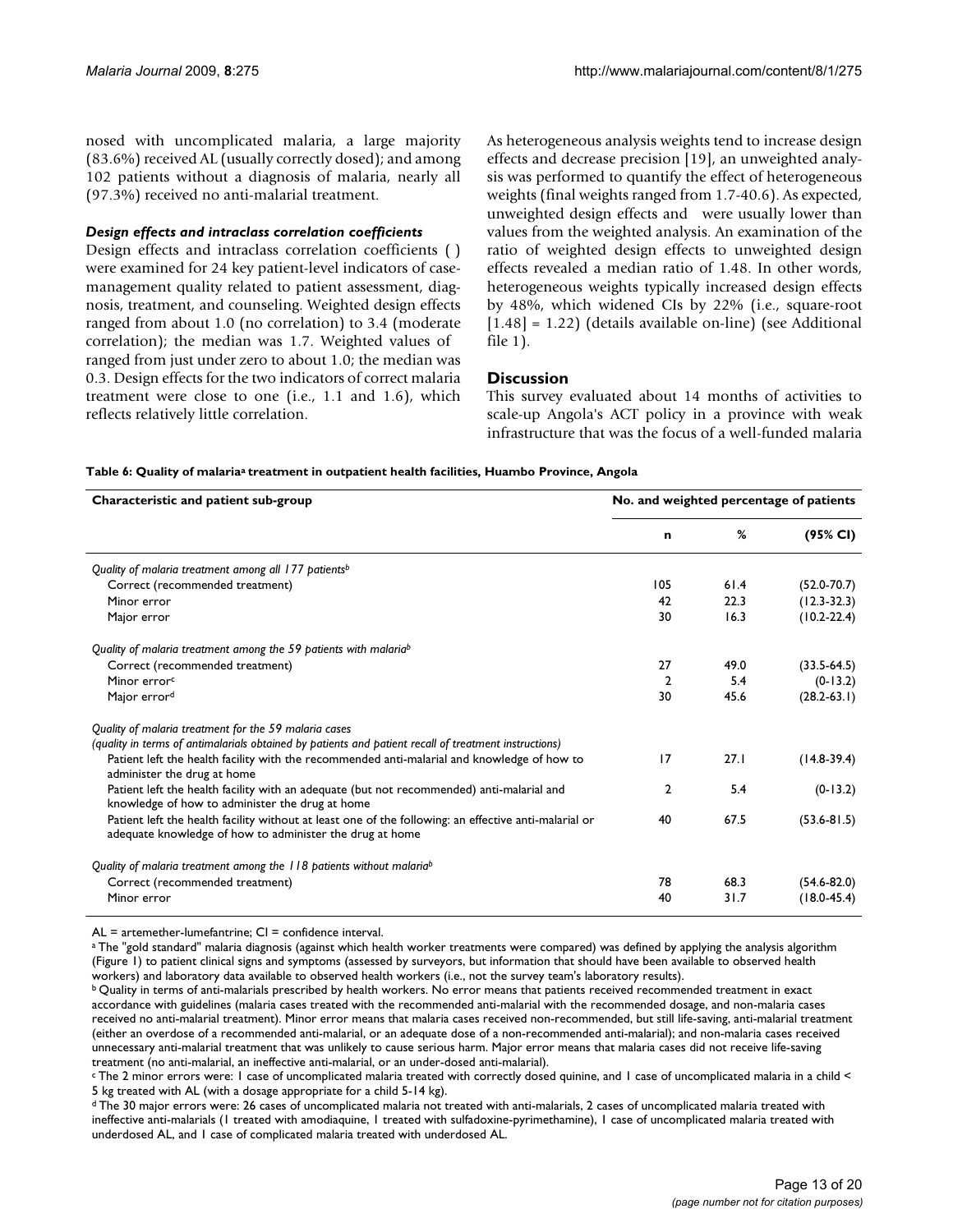nosed with uncomplicated malaria, a large majority (83.6%) received AL (usually correctly dosed); and among 102 patients without a diagnosis of malaria, nearly all (97.3%) received no anti-malarial treatment.

### *Design effects and intraclass correlation coefficients*

Design effects and intraclass correlation coefficients ( ) were examined for 24 key patient-level indicators of case-management quality related to patient assessment, diagnosis, treatment, and counseling. Weighted design effects ranged from about 1.0 (no correlation) to 3.4 (moderate correlation); the median was 1.7. Weighted values of ranged from just under zero to about 1.0; the median was 0.3. Design effects for the two indicators of correct malaria treatment were close to one (i.e., 1.1 and 1.6), which reflects relatively little correlation.

As heterogeneous analysis weights tend to increase design effects and decrease precision [19], an unweighted analysis was performed to quantify the effect of heterogeneous weights (final weights ranged from 1.7-40.6). As expected, unweighted design effects and were usually lower than values from the weighted analysis. An examination of the ratio of weighted design effects to unweighted design effects revealed a median ratio of 1.48. In other words, heterogeneous weights typically increased design effects by 48%, which widened CIs by 22% (i.e., square-root [1.48] = 1.22) (details available on-line) (see Additional file 1).

## Discussion

This survey evaluated about 14 months of activities to scale-up Angola's ACT policy in a province with weak infrastructure that was the focus of a well-funded malaria

**Table 6: Quality of malaria[a] treatment in outpatient health facilities, Huambo Province, Angola**

| Characteristic and patient sub-group | No. and weighted percentage of patients | | |
|---|---|---|---|
| | n | % | (95% CI) |
| *Quality of malaria treatment among all 177 patients[b]* | | | |
| Correct (recommended treatment) | 105 | 61.4 | (52.0-70.7) |
| Minor error | 42 | 22.3 | (12.3-32.3) |
| Major error | 30 | 16.3 | (10.2-22.4) |
| *Quality of malaria treatment among the 59 patients with malaria[b]* | | | |
| Correct (recommended treatment) | 27 | 49.0 | (33.5-64.5) |
| Minor error[c] | 2 | 5.4 | (0-13.2) |
| Major error[d] | 30 | 45.6 | (28.2-63.1) |
| *Quality of malaria treatment for the 59 malaria cases (quality in terms of antimalarials obtained by patients and patient recall of treatment instructions)* | | | |
| Patient left the health facility with the recommended anti-malarial and knowledge of how to administer the drug at home | 17 | 27.1 | (14.8-39.4) |
| Patient left the health facility with an adequate (but not recommended) anti-malarial and knowledge of how to administer the drug at home | 2 | 5.4 | (0-13.2) |
| Patient left the health facility without at least one of the following: an effective anti-malarial or adequate knowledge of how to administer the drug at home | 40 | 67.5 | (53.6-81.5) |
| *Quality of malaria treatment among the 118 patients without malaria[b]* | | | |
| Correct (recommended treatment) | 78 | 68.3 | (54.6-82.0) |
| Minor error | 40 | 31.7 | (18.0-45.4) |

AL = artemether-lumefantrine; CI = confidence interval.

[a] The "gold standard" malaria diagnosis (against which health worker treatments were compared) was defined by applying the analysis algorithm (Figure 1) to patient clinical signs and symptoms (assessed by surveyors, but information that should have been available to observed health workers) and laboratory data available to observed health workers (i.e., not the survey team's laboratory results).

[b] Quality in terms of anti-malarials prescribed by health workers. No error means that patients received recommended treatment in exact accordance with guidelines (malaria cases treated with the recommended anti-malarial with the recommended dosage, and non-malaria cases received no anti-malarial treatment). Minor error means that malaria cases received non-recommended, but still life-saving, anti-malarial treatment (either an overdose of a recommended anti-malarial, or an adequate dose of a non-recommended anti-malarial); and non-malaria cases received unnecessary anti-malarial treatment that was unlikely to cause serious harm. Major error means that malaria cases did not receive life-saving treatment (no anti-malarial, an ineffective anti-malarial, or an under-dosed anti-malarial).

[c] The 2 minor errors were: 1 case of uncomplicated malaria treated with correctly dosed quinine, and 1 case of uncomplicated malaria in a child < 5 kg treated with AL (with a dosage appropriate for a child 5-14 kg).

[d] The 30 major errors were: 26 cases of uncomplicated malaria not treated with anti-malarials, 2 cases of uncomplicated malaria treated with ineffective anti-malarials (1 treated with amodiaquine, 1 treated with sulfadoxine-pyrimethamine), 1 case of uncomplicated malaria treated with underdosed AL, and 1 case of complicated malaria treated with underdosed AL.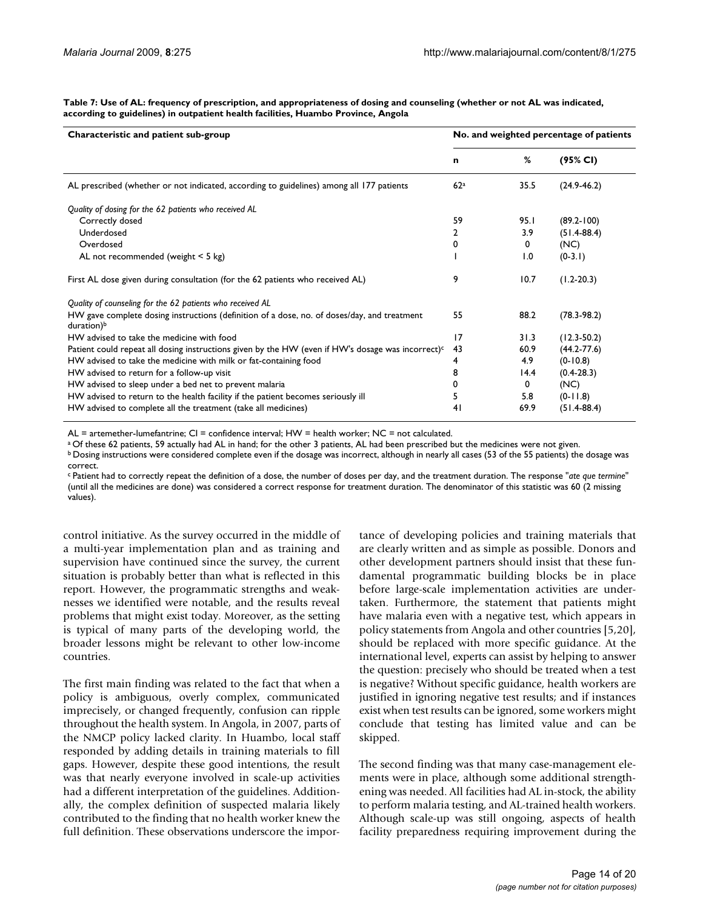**Table 7: Use of AL: frequency of prescription, and appropriateness of dosing and counseling (whether or not AL was indicated, according to guidelines) in outpatient health facilities, Huambo Province, Angola**

| Characteristic and patient sub-group | No. and weighted percentage of patients | | |
|---|---|---|---|
| | n | % | (95% CI) |
| AL prescribed (whether or not indicated, according to guidelines) among all 177 patients | 62[a] | 35.5 | (24.9-46.2) |
| *Quality of dosing for the 62 patients who received AL* | | | |
| Correctly dosed | 59 | 95.1 | (89.2-100) |
| Underdosed | 2 | 3.9 | (51.4-88.4) |
| Overdosed | 0 | 0 | (NC) |
| AL not recommended (weight < 5 kg) | 1 | 1.0 | (0-3.1) |
| First AL dose given during consultation (for the 62 patients who received AL) | 9 | 10.7 | (1.2-20.3) |
| *Quality of counseling for the 62 patients who received AL* | | | |
| HW gave complete dosing instructions (definition of a dose, no. of doses/day, and treatment duration)[b] | 55 | 88.2 | (78.3-98.2) |
| HW advised to take the medicine with food | 17 | 31.3 | (12.3-50.2) |
| Patient could repeat all dosing instructions given by the HW (even if HW's dosage was incorrect)[c] | 43 | 60.9 | (44.2-77.6) |
| HW advised to take the medicine with milk or fat-containing food | 4 | 4.9 | (0-10.8) |
| HW advised to return for a follow-up visit | 8 | 14.4 | (0.4-28.3) |
| HW advised to sleep under a bed net to prevent malaria | 0 | 0 | (NC) |
| HW advised to return to the health facility if the patient becomes seriously ill | 5 | 5.8 | (0-11.8) |
| HW advised to complete all the treatment (take all medicines) | 41 | 69.9 | (51.4-88.4) |

AL = artemether-lumefantrine; CI = confidence interval; HW = health worker; NC = not calculated.

[a] Of these 62 patients, 59 actually had AL in hand; for the other 3 patients, AL had been prescribed but the medicines were not given.

[b] Dosing instructions were considered complete even if the dosage was incorrect, although in nearly all cases (53 of the 55 patients) the dosage was correct.

[c] Patient had to correctly repeat the definition of a dose, the number of doses per day, and the treatment duration. The response "*ate que termine*" (until all the medicines are done) was considered a correct response for treatment duration. The denominator of this statistic was 60 (2 missing values).

control initiative. As the survey occurred in the middle of a multi-year implementation plan and as training and supervision have continued since the survey, the current situation is probably better than what is reflected in this report. However, the programmatic strengths and weaknesses we identified were notable, and the results reveal problems that might exist today. Moreover, as the setting is typical of many parts of the developing world, the broader lessons might be relevant to other low-income countries.

The first main finding was related to the fact that when a policy is ambiguous, overly complex, communicated imprecisely, or changed frequently, confusion can ripple throughout the health system. In Angola, in 2007, parts of the NMCP policy lacked clarity. In Huambo, local staff responded by adding details in training materials to fill gaps. However, despite these good intentions, the result was that nearly everyone involved in scale-up activities had a different interpretation of the guidelines. Additionally, the complex definition of suspected malaria likely contributed to the finding that no health worker knew the full definition. These observations underscore the importance of developing policies and training materials that are clearly written and as simple as possible. Donors and other development partners should insist that these fundamental programmatic building blocks be in place before large-scale implementation activities are undertaken. Furthermore, the statement that patients might have malaria even with a negative test, which appears in policy statements from Angola and other countries [5,20], should be replaced with more specific guidance. At the international level, experts can assist by helping to answer the question: precisely who should be treated when a test is negative? Without specific guidance, health workers are justified in ignoring negative test results; and if instances exist when test results can be ignored, some workers might conclude that testing has limited value and can be skipped.

The second finding was that many case-management elements were in place, although some additional strengthening was needed. All facilities had AL in-stock, the ability to perform malaria testing, and AL-trained health workers. Although scale-up was still ongoing, aspects of health facility preparedness requiring improvement during the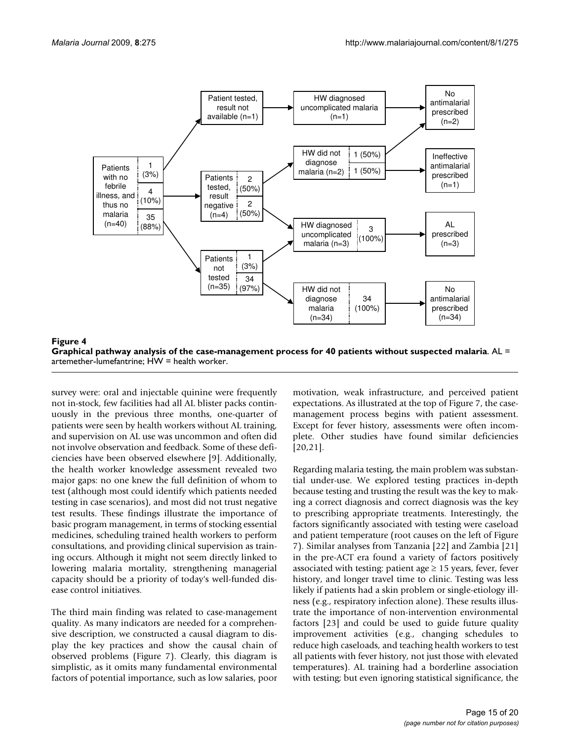**Figure 4**
**Graphical pathway analysis of the case-management process for 40 patients without suspected malaria**. AL = artemether-lumefantrine; HW = health worker.

survey were: oral and injectable quinine were frequently not in-stock, few facilities had all AL blister packs continuously in the previous three months, one-quarter of patients were seen by health workers without AL training, and supervision on AL use was uncommon and often did not involve observation and feedback. Some of these deficiencies have been observed elsewhere [9]. Additionally, the health worker knowledge assessment revealed two major gaps: no one knew the full definition of whom to test (although most could identify which patients needed testing in case scenarios), and most did not trust negative test results. These findings illustrate the importance of basic program management, in terms of stocking essential medicines, scheduling trained health workers to perform consultations, and providing clinical supervision as training occurs. Although it might not seem directly linked to lowering malaria mortality, strengthening managerial capacity should be a priority of today's well-funded disease control initiatives.

The third main finding was related to case-management quality. As many indicators are needed for a comprehensive description, we constructed a causal diagram to display the key practices and show the causal chain of observed problems (Figure 7). Clearly, this diagram is simplistic, as it omits many fundamental environmental factors of potential importance, such as low salaries, poor motivation, weak infrastructure, and perceived patient expectations. As illustrated at the top of Figure 7, the case-management process begins with patient assessment. Except for fever history, assessments were often incomplete. Other studies have found similar deficiencies [20,21].

Regarding malaria testing, the main problem was substantial under-use. We explored testing practices in-depth because testing and trusting the result was the key to making a correct diagnosis and correct diagnosis was the key to prescribing appropriate treatments. Interestingly, the factors significantly associated with testing were caseload and patient temperature (root causes on the left of Figure 7). Similar analyses from Tanzania [22] and Zambia [21] in the pre-ACT era found a variety of factors positively associated with testing: patient age ≥ 15 years, fever, fever history, and longer travel time to clinic. Testing was less likely if patients had a skin problem or single-etiology illness (e.g., respiratory infection alone). These results illustrate the importance of non-intervention environmental factors [23] and could be used to guide future quality improvement activities (e.g., changing schedules to reduce high caseloads, and teaching health workers to test all patients with fever history, not just those with elevated temperatures). AL training had a borderline association with testing; but even ignoring statistical significance, the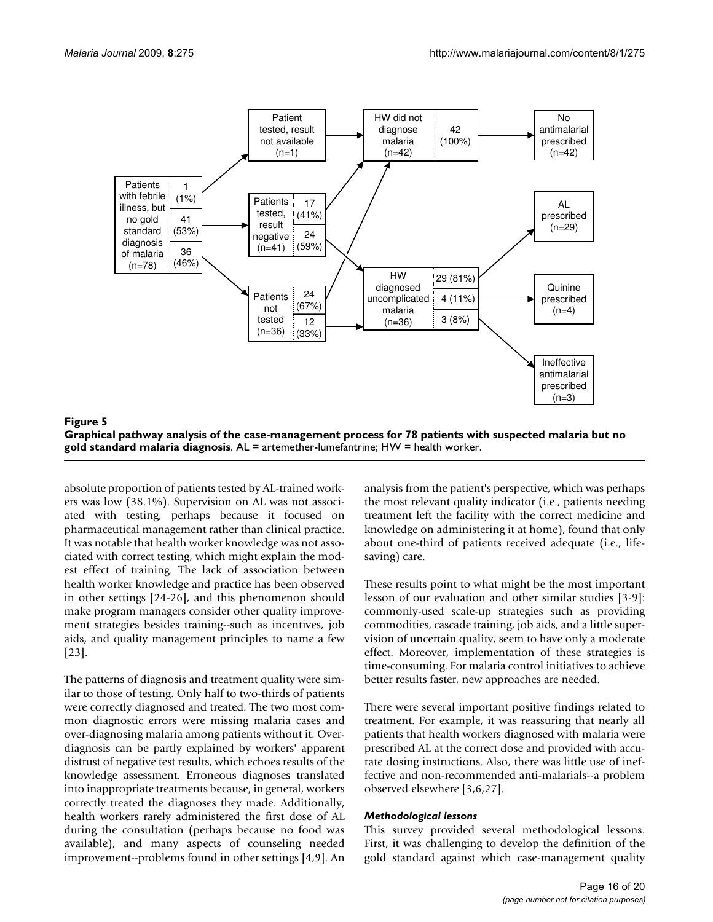**Figure 5**

**Graphical pathway analysis of the case-management process for 78 patients with suspected malaria but no gold standard malaria diagnosis**. AL = artemether-lumefantrine; HW = health worker.

absolute proportion of patients tested by AL-trained workers was low (38.1%). Supervision on AL was not associated with testing, perhaps because it focused on pharmaceutical management rather than clinical practice. It was notable that health worker knowledge was not associated with correct testing, which might explain the modest effect of training. The lack of association between health worker knowledge and practice has been observed in other settings [24-26], and this phenomenon should make program managers consider other quality improvement strategies besides training--such as incentives, job aids, and quality management principles to name a few [23].

The patterns of diagnosis and treatment quality were similar to those of testing. Only half to two-thirds of patients were correctly diagnosed and treated. The two most common diagnostic errors were missing malaria cases and over-diagnosing malaria among patients without it. Over-diagnosis can be partly explained by workers' apparent distrust of negative test results, which echoes results of the knowledge assessment. Erroneous diagnoses translated into inappropriate treatments because, in general, workers correctly treated the diagnoses they made. Additionally, health workers rarely administered the first dose of AL during the consultation (perhaps because no food was available), and many aspects of counseling needed improvement--problems found in other settings [4,9]. An analysis from the patient's perspective, which was perhaps the most relevant quality indicator (i.e., patients needing treatment left the facility with the correct medicine and knowledge on administering it at home), found that only about one-third of patients received adequate (i.e., life-saving) care.

These results point to what might be the most important lesson of our evaluation and other similar studies [3-9]: commonly-used scale-up strategies such as providing commodities, cascade training, job aids, and a little supervision of uncertain quality, seem to have only a moderate effect. Moreover, implementation of these strategies is time-consuming. For malaria control initiatives to achieve better results faster, new approaches are needed.

There were several important positive findings related to treatment. For example, it was reassuring that nearly all patients that health workers diagnosed with malaria were prescribed AL at the correct dose and provided with accurate dosing instructions. Also, there was little use of ineffective and non-recommended anti-malarials--a problem observed elsewhere [3,6,27].

### *Methodological lessons*

This survey provided several methodological lessons. First, it was challenging to develop the definition of the gold standard against which case-management quality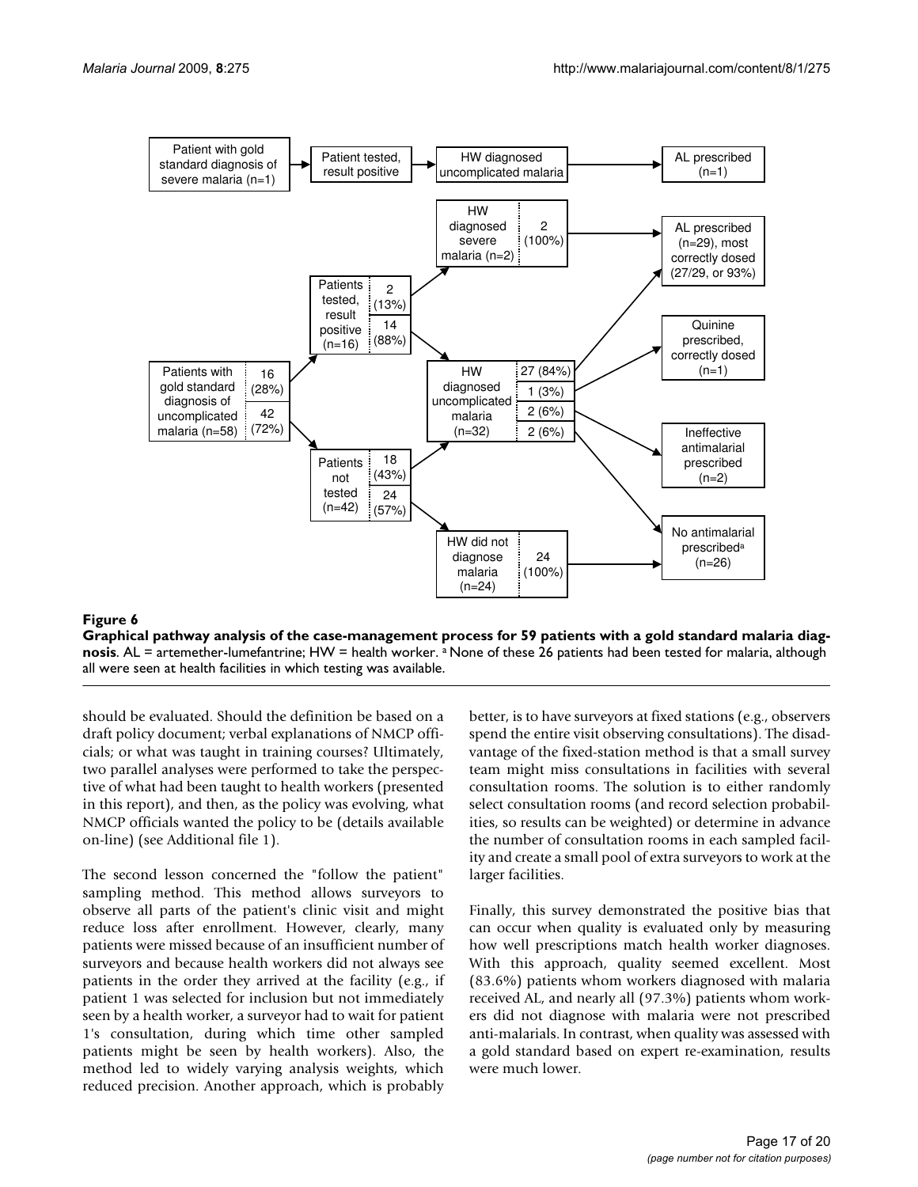Patient with gold standard diagnosis of severe malaria (n=1)

Patient tested, result positive

HW diagnosed uncomplicated malaria

AL prescribed (n=1)

HW diagnosed severe malaria (n=2) | 2 (100%)

AL prescribed (n=29), most correctly dosed (27/29, or 93%)

Patients tested, result positive (n=16) | 2 (13%) | 14 (88%)

Quinine prescribed, correctly dosed (n=1)

Patients with gold standard diagnosis of uncomplicated malaria (n=58) | 16 (28%) | 42 (72%)

HW diagnosed uncomplicated malaria (n=32) | 27 (84%) | 1 (3%) | 2 (6%) | 2 (6%)

Ineffective antimalarial prescribed (n=2)

Patients not tested (n=42) | 18 (43%) | 24 (57%)

No antimalarial prescribed[a] (n=26)

HW did not diagnose malaria (n=24) | 24 (100%)

**Figure 6**

**Graphical pathway analysis of the case-management process for 59 patients with a gold standard malaria diagnosis**. AL = artemether-lumefantrine; HW = health worker. [a] None of these 26 patients had been tested for malaria, although all were seen at health facilities in which testing was available.

should be evaluated. Should the definition be based on a draft policy document; verbal explanations of NMCP officials; or what was taught in training courses? Ultimately, two parallel analyses were performed to take the perspective of what had been taught to health workers (presented in this report), and then, as the policy was evolving, what NMCP officials wanted the policy to be (details available on-line) (see Additional file 1).

The second lesson concerned the "follow the patient" sampling method. This method allows surveyors to observe all parts of the patient's clinic visit and might reduce loss after enrollment. However, clearly, many patients were missed because of an insufficient number of surveyors and because health workers did not always see patients in the order they arrived at the facility (e.g., if patient 1 was selected for inclusion but not immediately seen by a health worker, a surveyor had to wait for patient 1's consultation, during which time other sampled patients might be seen by health workers). Also, the method led to widely varying analysis weights, which reduced precision. Another approach, which is probably better, is to have surveyors at fixed stations (e.g., observers spend the entire visit observing consultations). The disadvantage of the fixed-station method is that a small survey team might miss consultations in facilities with several consultation rooms. The solution is to either randomly select consultation rooms (and record selection probabilities, so results can be weighted) or determine in advance the number of consultation rooms in each sampled facility and create a small pool of extra surveyors to work at the larger facilities.

Finally, this survey demonstrated the positive bias that can occur when quality is evaluated only by measuring how well prescriptions match health worker diagnoses. With this approach, quality seemed excellent. Most (83.6%) patients whom workers diagnosed with malaria received AL, and nearly all (97.3%) patients whom workers did not diagnose with malaria were not prescribed anti-malarials. In contrast, when quality was assessed with a gold standard based on expert re-examination, results were much lower.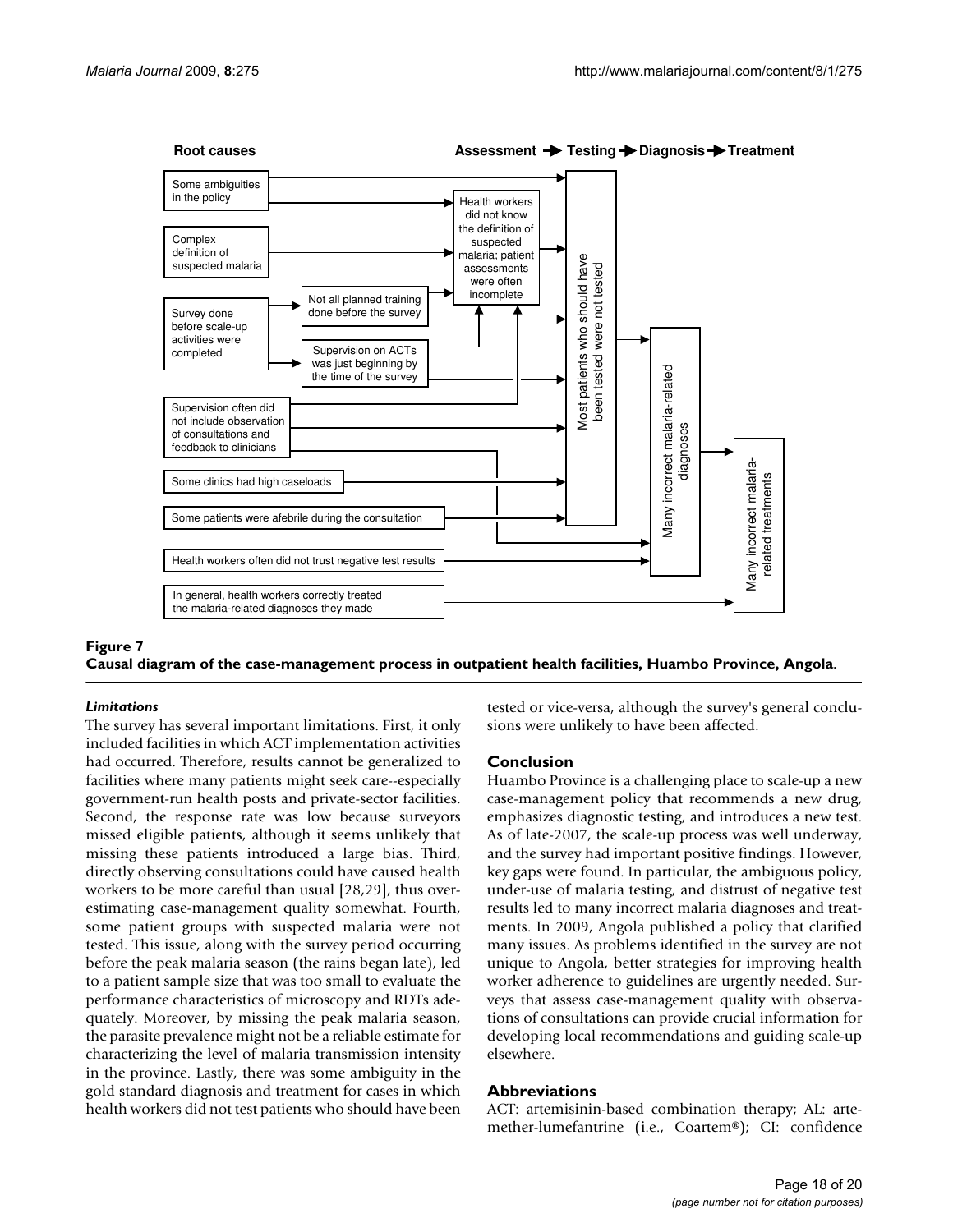Root causes

Assessment → Testing → Diagnosis → Treatment

Some ambiguities in the policy

Complex definition of suspected malaria

Survey done before scale-up activities were completed

Not all planned training done before the survey

Supervision on ACTs was just beginning by the time of the survey

Supervision often did not include observation of consultations and feedback to clinicians

Some clinics had high caseloads

Some patients were afebrile during the consultation

Health workers often did not trust negative test results

In general, health workers correctly treated the malaria-related diagnoses they made

Health workers did not know the definition of suspected malaria; patient assessments were often incomplete

Most patients who should have been tested were not tested

Many incorrect malaria-related diagnoses

Many incorrect malaria-related treatments

**Figure 7**
**Causal diagram of the case-management process in outpatient health facilities, Huambo Province, Angola.**

#### *Limitations*

The survey has several important limitations. First, it only included facilities in which ACT implementation activities had occurred. Therefore, results cannot be generalized to facilities where many patients might seek care--especially government-run health posts and private-sector facilities. Second, the response rate was low because surveyors missed eligible patients, although it seems unlikely that missing these patients introduced a large bias. Third, directly observing consultations could have caused health workers to be more careful than usual [28,29], thus overestimating case-management quality somewhat. Fourth, some patient groups with suspected malaria were not tested. This issue, along with the survey period occurring before the peak malaria season (the rains began late), led to a patient sample size that was too small to evaluate the performance characteristics of microscopy and RDTs adequately. Moreover, by missing the peak malaria season, the parasite prevalence might not be a reliable estimate for characterizing the level of malaria transmission intensity in the province. Lastly, there was some ambiguity in the gold standard diagnosis and treatment for cases in which health workers did not test patients who should have been tested or vice-versa, although the survey's general conclusions were unlikely to have been affected.

### Conclusion

Huambo Province is a challenging place to scale-up a new case-management policy that recommends a new drug, emphasizes diagnostic testing, and introduces a new test. As of late-2007, the scale-up process was well underway, and the survey had important positive findings. However, key gaps were found. In particular, the ambiguous policy, under-use of malaria testing, and distrust of negative test results led to many incorrect malaria diagnoses and treatments. In 2009, Angola published a policy that clarified many issues. As problems identified in the survey are not unique to Angola, better strategies for improving health worker adherence to guidelines are urgently needed. Surveys that assess case-management quality with observations of consultations can provide crucial information for developing local recommendations and guiding scale-up elsewhere.

### Abbreviations

ACT: artemisinin-based combination therapy; AL: artemether-lumefantrine (i.e., Coartem®); CI: confidence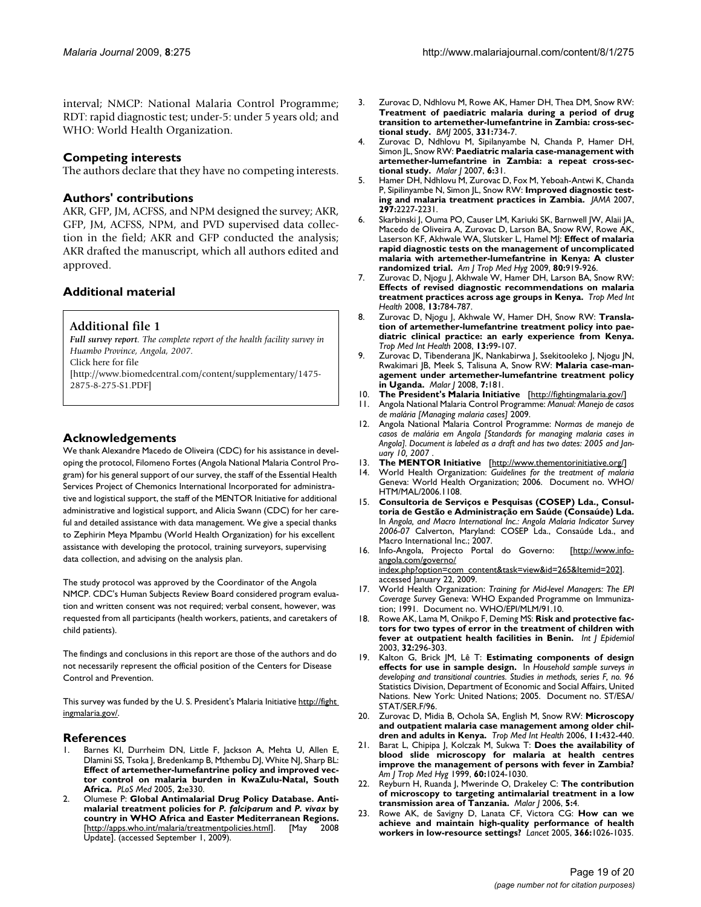interval; NMCP: National Malaria Control Programme; RDT: rapid diagnostic test; under-5: under 5 years old; and WHO: World Health Organization.

## Competing interests

The authors declare that they have no competing interests.

## Authors' contributions

AKR, GFP, JM, ACFSS, and NPM designed the survey; AKR, GFP, JM, ACFSS, NPM, and PVD supervised data collection in the field; AKR and GFP conducted the analysis; AKR drafted the manuscript, which all authors edited and approved.

## Additional material

### Additional file 1

*Full survey report. The complete report of the health facility survey in Huambo Province, Angola, 2007.*
Click here for file
[http://www.biomedcentral.com/content/supplementary/1475-2875-8-275-S1.PDF]

## Acknowledgements

We thank Alexandre Macedo de Oliveira (CDC) for his assistance in developing the protocol, Filomeno Fortes (Angola National Malaria Control Program) for his general support of our survey, the staff of the Essential Health Services Project of Chemonics International Incorporated for administrative and logistical support, the staff of the MENTOR Initiative for additional administrative and logistical support, and Alicia Swann (CDC) for her careful and detailed assistance with data management. We give a special thanks to Zephirin Meya Mpambu (World Health Organization) for his excellent assistance with developing the protocol, training surveyors, supervising data collection, and advising on the analysis plan.

The study protocol was approved by the Coordinator of the Angola NMCP. CDC's Human Subjects Review Board considered program evaluation and written consent was not required; verbal consent, however, was requested from all participants (health workers, patients, and caretakers of child patients).

The findings and conclusions in this report are those of the authors and do not necessarily represent the official position of the Centers for Disease Control and Prevention.

This survey was funded by the U. S. President's Malaria Initiative http://fightingmalaria.gov/.

## References

1. Barnes KI, Durrheim DN, Little F, Jackson A, Mehta U, Allen E, Dlamini SS, Tsoka J, Bredenkamp B, Mthembu DJ, White NJ, Sharp BL: **Effect of artemether-lumefantrine policy and improved vector control on malaria burden in KwaZulu-Natal, South Africa.** *PLoS Med* 2005, **2:**e330.
2. Olumese P: **Global Antimalarial Drug Policy Database. Antimalarial treatment policies for *P. falciparum* and *P. vivax* by country in WHO Africa and Easter Mediterranean Regions.** [http://apps.who.int/malaria/treatmentpolicies.html]. [May 2008 Update]. (accessed September 1, 2009).
3. Zurovac D, Ndhlovu M, Rowe AK, Hamer DH, Thea DM, Snow RW: **Treatment of paediatric malaria during a period of drug transition to artemether-lumefantrine in Zambia: cross-sectional study.** *BMJ* 2005, **331:**734-7.
4. Zurovac D, Ndhlovu M, Sipilanyambe N, Chanda P, Hamer DH, Simon JL, Snow RW: **Paediatric malaria case-management with artemether-lumefantrine in Zambia: a repeat cross-sectional study.** *Malar J* 2007, **6:**31.
5. Hamer DH, Ndhlovu M, Zurovac D, Fox M, Yeboah-Antwi K, Chanda P, Sipilinyambe N, Simon JL, Snow RW: **Improved diagnostic testing and malaria treatment practices in Zambia.** *JAMA* 2007, **297:**2227-2231.
6. Skarbinski J, Ouma PO, Causer LM, Kariuki SK, Barnwell JW, Alaii JA, Macedo de Oliveira A, Zurovac D, Larson BA, Snow RW, Rowe AK, Laserson KF, Akhwale WA, Slutsker L, Hamel MJ: **Effect of malaria rapid diagnostic tests on the management of uncomplicated malaria with artemether-lumefantrine in Kenya: A cluster randomized trial.** *Am J Trop Med Hyg* 2009, **80:**919-926.
7. Zurovac D, Njogu J, Akhwale W, Hamer DH, Larson BA, Snow RW: **Effects of revised diagnostic recommendations on malaria treatment practices across age groups in Kenya.** *Trop Med Int Health* 2008, **13:**784-787.
8. Zurovac D, Njogu J, Akhwale W, Hamer DH, Snow RW: **Translation of artemether-lumefantrine treatment policy into paediatric clinical practice: an early experience from Kenya.** *Trop Med Int Health* 2008, **13:**99-107.
9. Zurovac D, Tibenderana JK, Nankabirwa J, Ssekitooleko J, Njogu JN, Rwakimari JB, Meek S, Talisuna A, Snow RW: **Malaria case-management under artemether-lumefantrine treatment policy in Uganda.** *Malar J* 2008, **7:**181.
10. **The President's Malaria Initiative** [http://fightingmalaria.gov/]
11. Angola National Malaria Control Programme: *Manual: Manejo de casos de malária [Managing malaria cases]* 2009.
12. Angola National Malaria Control Programme: *Normas de manejo de casos de malária em Angola [Standards for managing malaria cases in Angola]. Document is labeled as a draft and has two dates: 2005 and January 10, 2007* .
13. **The MENTOR Initiative** [http://www.thementorinitiative.org/]
14. World Health Organization: *Guidelines for the treatment of malaria* Geneva: World Health Organization; 2006. Document no. WHO/HTM/MAL/2006.1108.
15. **Consultoria de Serviços e Pesquisas (COSEP) Lda., Consultoria de Gestão e Administração em Saúde (Consaúde) Lda.** In *Angola, and Macro International Inc.: Angola Malaria Indicator Survey 2006-07* Calverton, Maryland: COSEP Lda., Consaúde Lda., and Macro International Inc.; 2007.
16. Info-Angola, Projecto Portal do Governo: [http://www.info-angola.com/governo/index.php?option=com_content&task=view&id=265&Itemid=202]. accessed January 22, 2009.
17. World Health Organization: *Training for Mid-level Managers: The EPI Coverage Survey* Geneva: WHO Expanded Programme on Immunization; 1991. Document no. WHO/EPI/MLM/91.10.
18. Rowe AK, Lama M, Onikpo F, Deming MS: **Risk and protective factors for two types of error in the treatment of children with fever at outpatient health facilities in Benin.** *Int J Epidemiol* 2003, **32:**296-303.
19. Kalton G, Brick JM, Lê T: **Estimating components of design effects for use in sample design.** In *Household sample surveys in developing and transitional countries. Studies in methods, series F, no. 96* Statistics Division, Department of Economic and Social Affairs, United Nations. New York: United Nations; 2005. Document no. ST/ESA/STAT/SER.F/96.
20. Zurovac D, Midia B, Ochola SA, English M, Snow RW: **Microscopy and outpatient malaria case management among older children and adults in Kenya.** *Trop Med Int Health* 2006, **11:**432-440.
21. Barat L, Chipipa J, Kolczak M, Sukwa T: **Does the availability of blood slide microscopy for malaria at health centres improve the management of persons with fever in Zambia?** *Am J Trop Med Hyg* 1999, **60:**1024-1030.
22. Reyburn H, Ruanda J, Mwerinde O, Drakeley C: **The contribution of microscopy to targeting antimalarial treatment in a low transmission area of Tanzania.** *Malar J* 2006, **5:**4.
23. Rowe AK, de Savigny D, Lanata CF, Victora CG: **How can we achieve and maintain high-quality performance of health workers in low-resource settings?** *Lancet* 2005, **366:**1026-1035.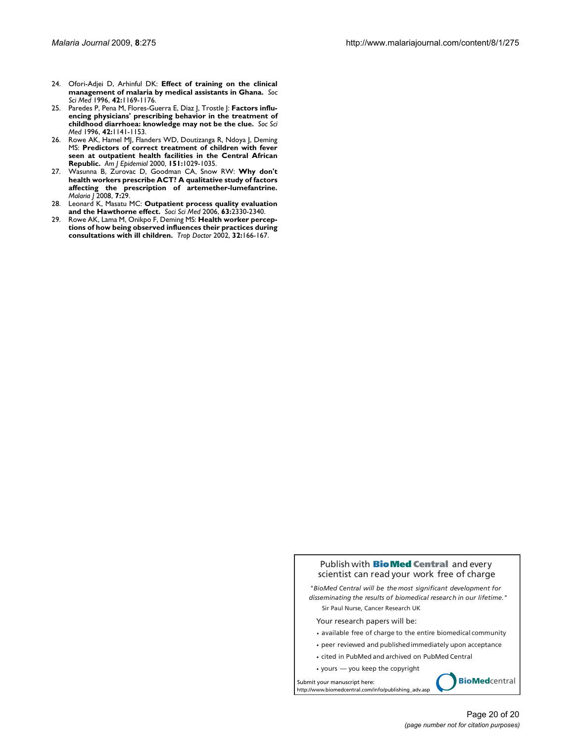24. Ofori-Adjei D, Arhinful DK: **Effect of training on the clinical management of malaria by medical assistants in Ghana.** *Soc Sci Med* 1996, **42:**1169-1176.
25. Paredes P, Pena M, Flores-Guerra E, Diaz J, Trostle J: **Factors influencing physicians' prescribing behavior in the treatment of childhood diarrhoea: knowledge may not be the clue.** *Soc Sci Med* 1996, **42:**1141-1153.
26. Rowe AK, Hamel MJ, Flanders WD, Doutizanga R, Ndoya J, Deming MS: **Predictors of correct treatment of children with fever seen at outpatient health facilities in the Central African Republic.** *Am J Epidemiol* 2000, **151:**1029-1035.
27. Wasunna B, Zurovac D, Goodman CA, Snow RW: **Why don't health workers prescribe ACT? A qualitative study of factors affecting the prescription of artemether-lumefantrine.** *Malaria J* 2008, **7:**29.
28. Leonard K, Masatu MC: **Outpatient process quality evaluation and the Hawthorne effect.** *Soci Sci Med* 2006, **63:**2330-2340.
29. Rowe AK, Lama M, Onikpo F, Deming MS: **Health worker perceptions of how being observed influences their practices during consultations with ill children.** *Trop Doctor* 2002, **32:**166-167.

Publish with **BioMed Central** and every scientist can read your work free of charge

*"BioMed Central will be the most significant development for disseminating the results of biomedical research in our lifetime."*
Sir Paul Nurse, Cancer Research UK

Your research papers will be:

- available free of charge to the entire biomedical community
- peer reviewed and published immediately upon acceptance
- cited in PubMed and archived on PubMed Central
- yours — you keep the copyright

Submit your manuscript here:
http://www.biomedcentral.com/info/publishing_adv.asp

**BioMed**central